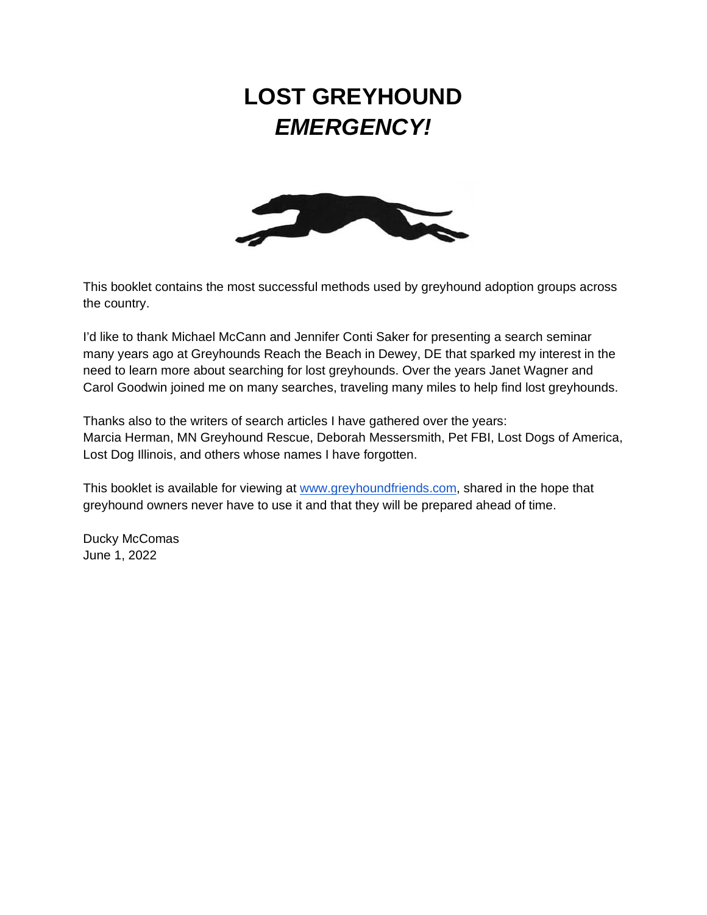# LOST GREYHOUND
# *EMERGENCY!*

This booklet contains the most successful methods used by greyhound adoption groups across the country.

I'd like to thank Michael McCann and Jennifer Conti Saker for presenting a search seminar many years ago at Greyhounds Reach the Beach in Dewey, DE that sparked my interest in the need to learn more about searching for lost greyhounds. Over the years Janet Wagner and Carol Goodwin joined me on many searches, traveling many miles to help find lost greyhounds.

Thanks also to the writers of search articles I have gathered over the years:
Marcia Herman, MN Greyhound Rescue, Deborah Messersmith, Pet FBI, Lost Dogs of America, Lost Dog Illinois, and others whose names I have forgotten.

This booklet is available for viewing at www.greyhoundfriends.com, shared in the hope that greyhound owners never have to use it and that they will be prepared ahead of time.

Ducky McComas
June 1, 2022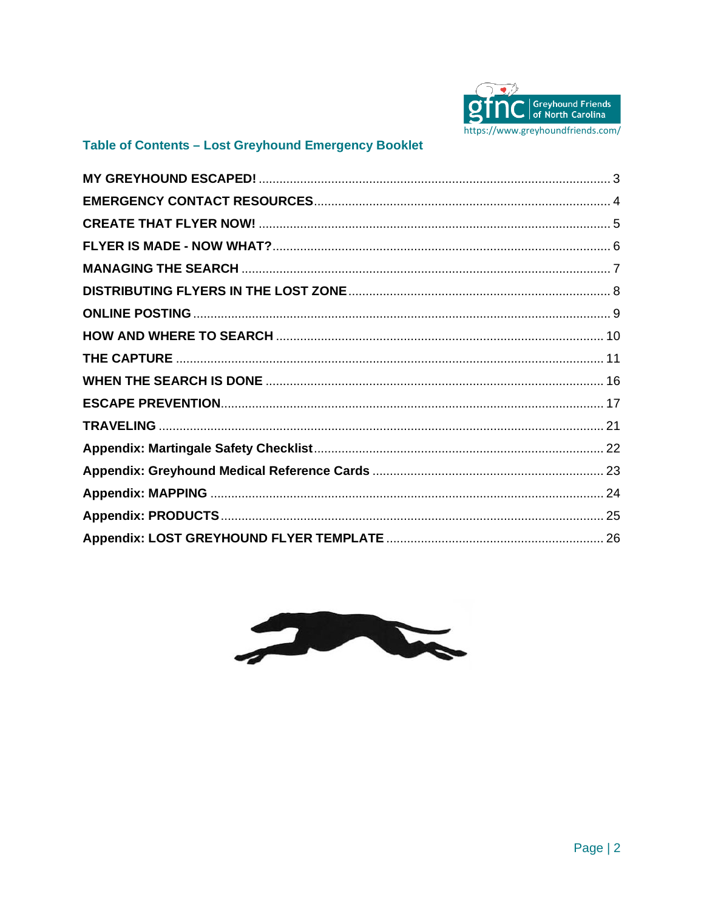## Table of Contents – Lost Greyhound Emergency Booklet

| Section | Page |
|---|---|
| **MY GREYHOUND ESCAPED!** | 3 |
| **EMERGENCY CONTACT RESOURCES** | 4 |
| **CREATE THAT FLYER NOW!** | 5 |
| **FLYER IS MADE - NOW WHAT?** | 6 |
| **MANAGING THE SEARCH** | 7 |
| **DISTRIBUTING FLYERS IN THE LOST ZONE** | 8 |
| **ONLINE POSTING** | 9 |
| **HOW AND WHERE TO SEARCH** | 10 |
| **THE CAPTURE** | 11 |
| **WHEN THE SEARCH IS DONE** | 16 |
| **ESCAPE PREVENTION** | 17 |
| **TRAVELING** | 21 |
| **Appendix: Martingale Safety Checklist** | 22 |
| **Appendix: Greyhound Medical Reference Cards** | 23 |
| **Appendix: MAPPING** | 24 |
| **Appendix: PRODUCTS** | 25 |
| **Appendix: LOST GREYHOUND FLYER TEMPLATE** | 26 |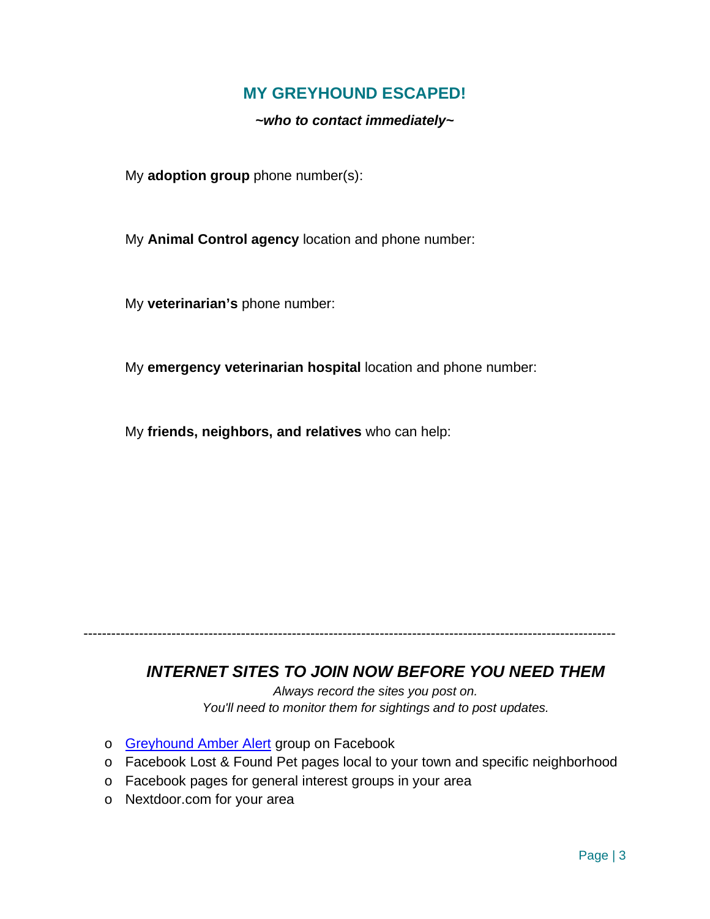## MY GREYHOUND ESCAPED!

***~who to contact immediately~***

My **adoption group** phone number(s):

My **Animal Control agency** location and phone number:

My **veterinarian's** phone number:

My **emergency veterinarian hospital** location and phone number:

My **friends, neighbors, and relatives** who can help:

---

### *INTERNET SITES TO JOIN NOW BEFORE YOU NEED THEM*

*Always record the sites you post on.*
*You'll need to monitor them for sightings and to post updates.*

- Greyhound Amber Alert group on Facebook
- Facebook Lost & Found Pet pages local to your town and specific neighborhood
- Facebook pages for general interest groups in your area
- Nextdoor.com for your area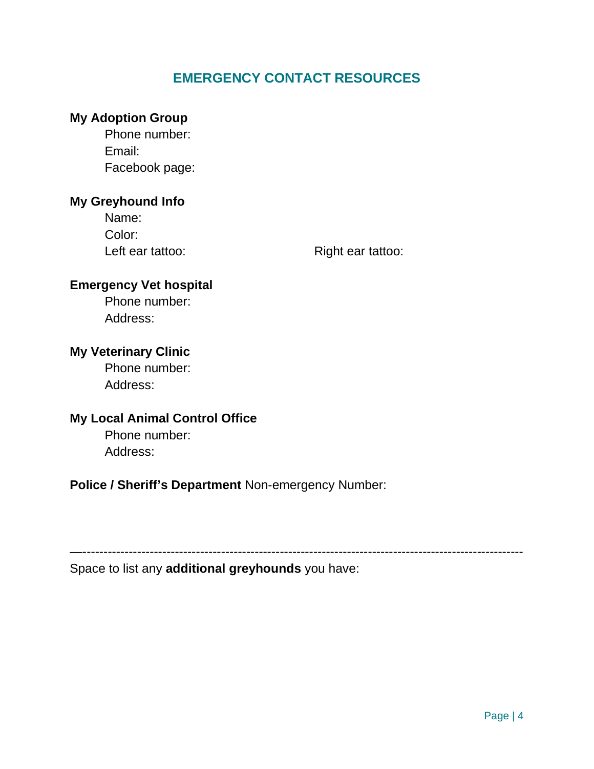## EMERGENCY CONTACT RESOURCES

**My Adoption Group**

Phone number:
Email:
Facebook page:

**My Greyhound Info**

Name:
Color:
Left ear tattoo: Right ear tattoo:

**Emergency Vet hospital**

Phone number:
Address:

**My Veterinary Clinic**

Phone number:
Address:

**My Local Animal Control Office**

Phone number:
Address:

**Police / Sheriff's Department** Non-emergency Number:

---

Space to list any **additional greyhounds** you have: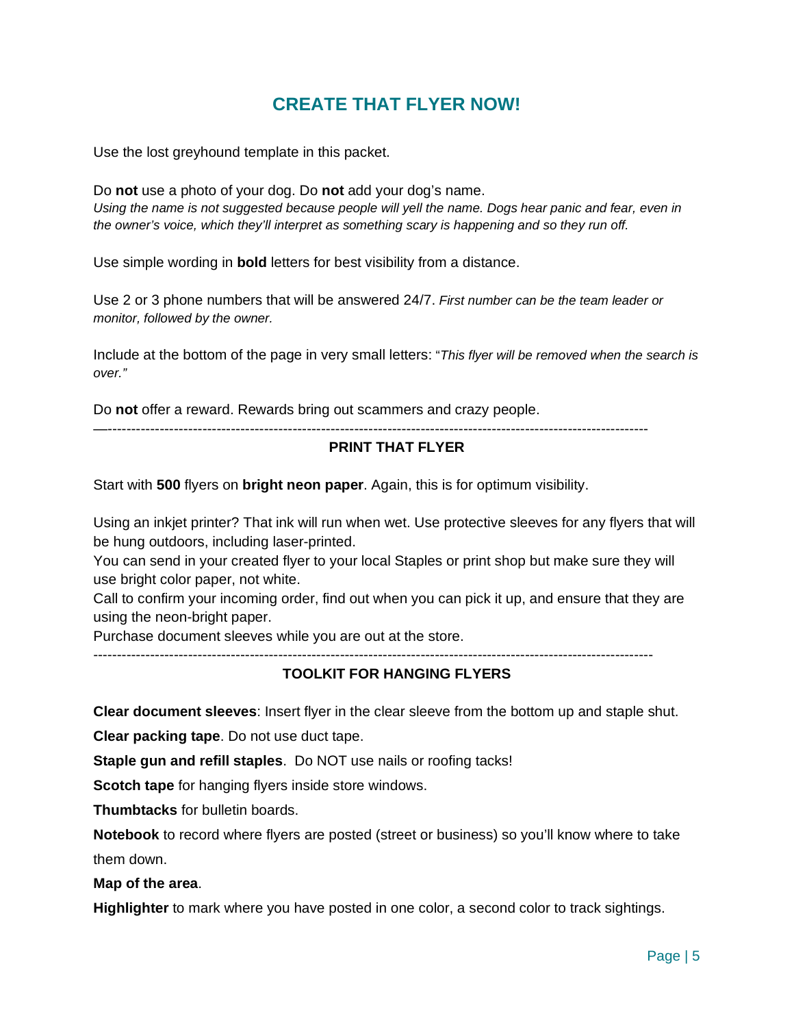# CREATE THAT FLYER NOW!

Use the lost greyhound template in this packet.

Do **not** use a photo of your dog. Do **not** add your dog's name.
*Using the name is not suggested because people will yell the name. Dogs hear panic and fear, even in the owner's voice, which they'll interpret as something scary is happening and so they run off.*

Use simple wording in **bold** letters for best visibility from a distance.

Use 2 or 3 phone numbers that will be answered 24/7. *First number can be the team leader or monitor, followed by the owner.*

Include at the bottom of the page in very small letters: "*This flyer will be removed when the search is over."*

Do **not** offer a reward. Rewards bring out scammers and crazy people.

---

## PRINT THAT FLYER

Start with **500** flyers on **bright neon paper**. Again, this is for optimum visibility.

Using an inkjet printer? That ink will run when wet. Use protective sleeves for any flyers that will be hung outdoors, including laser-printed.
You can send in your created flyer to your local Staples or print shop but make sure they will use bright color paper, not white.
Call to confirm your incoming order, find out when you can pick it up, and ensure that they are using the neon-bright paper.
Purchase document sleeves while you are out at the store.

---

## TOOLKIT FOR HANGING FLYERS

**Clear document sleeves**: Insert flyer in the clear sleeve from the bottom up and staple shut.

**Clear packing tape**. Do not use duct tape.

**Staple gun and refill staples**. Do NOT use nails or roofing tacks!

**Scotch tape** for hanging flyers inside store windows.

**Thumbtacks** for bulletin boards.

**Notebook** to record where flyers are posted (street or business) so you'll know where to take them down.

**Map of the area**.

**Highlighter** to mark where you have posted in one color, a second color to track sightings.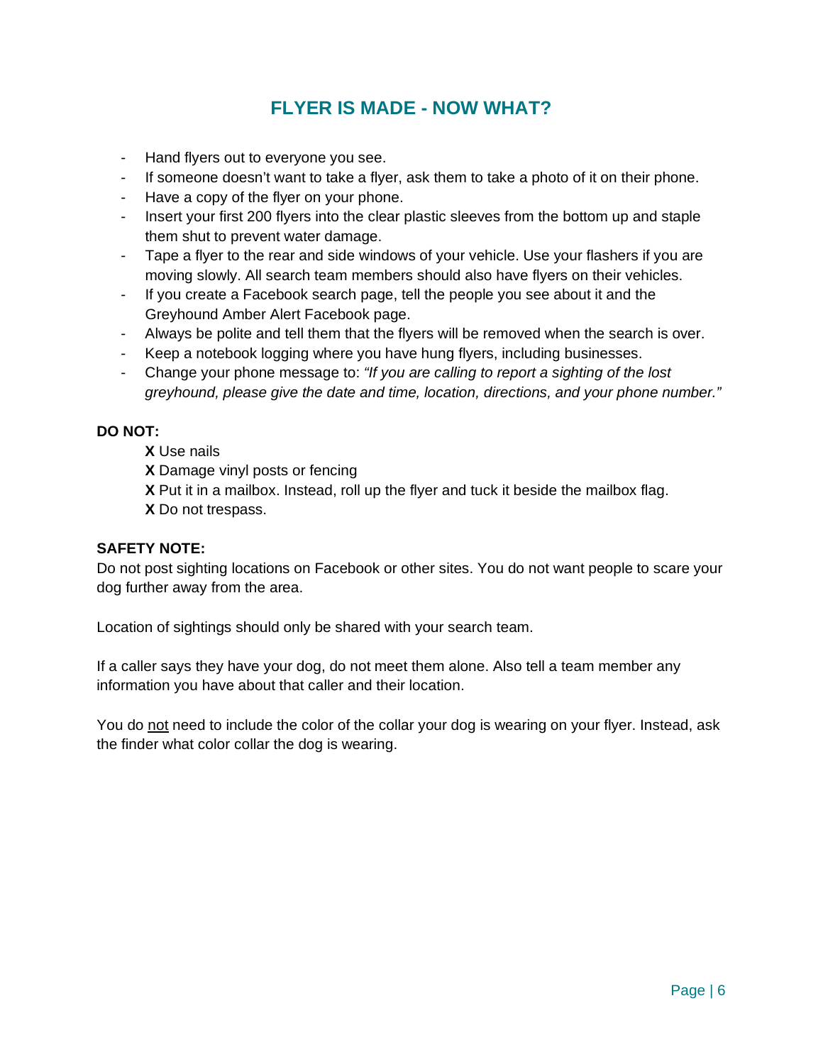## FLYER IS MADE - NOW WHAT?

- Hand flyers out to everyone you see.
- If someone doesn't want to take a flyer, ask them to take a photo of it on their phone.
- Have a copy of the flyer on your phone.
- Insert your first 200 flyers into the clear plastic sleeves from the bottom up and staple them shut to prevent water damage.
- Tape a flyer to the rear and side windows of your vehicle. Use your flashers if you are moving slowly. All search team members should also have flyers on their vehicles.
- If you create a Facebook search page, tell the people you see about it and the Greyhound Amber Alert Facebook page.
- Always be polite and tell them that the flyers will be removed when the search is over.
- Keep a notebook logging where you have hung flyers, including businesses.
- Change your phone message to: *"If you are calling to report a sighting of the lost greyhound, please give the date and time, location, directions, and your phone number."*

**DO NOT:**

**X** Use nails
**X** Damage vinyl posts or fencing
**X** Put it in a mailbox. Instead, roll up the flyer and tuck it beside the mailbox flag.
**X** Do not trespass.

**SAFETY NOTE:**

Do not post sighting locations on Facebook or other sites. You do not want people to scare your dog further away from the area.

Location of sightings should only be shared with your search team.

If a caller says they have your dog, do not meet them alone. Also tell a team member any information you have about that caller and their location.

You do <u>not</u> need to include the color of the collar your dog is wearing on your flyer. Instead, ask the finder what color collar the dog is wearing.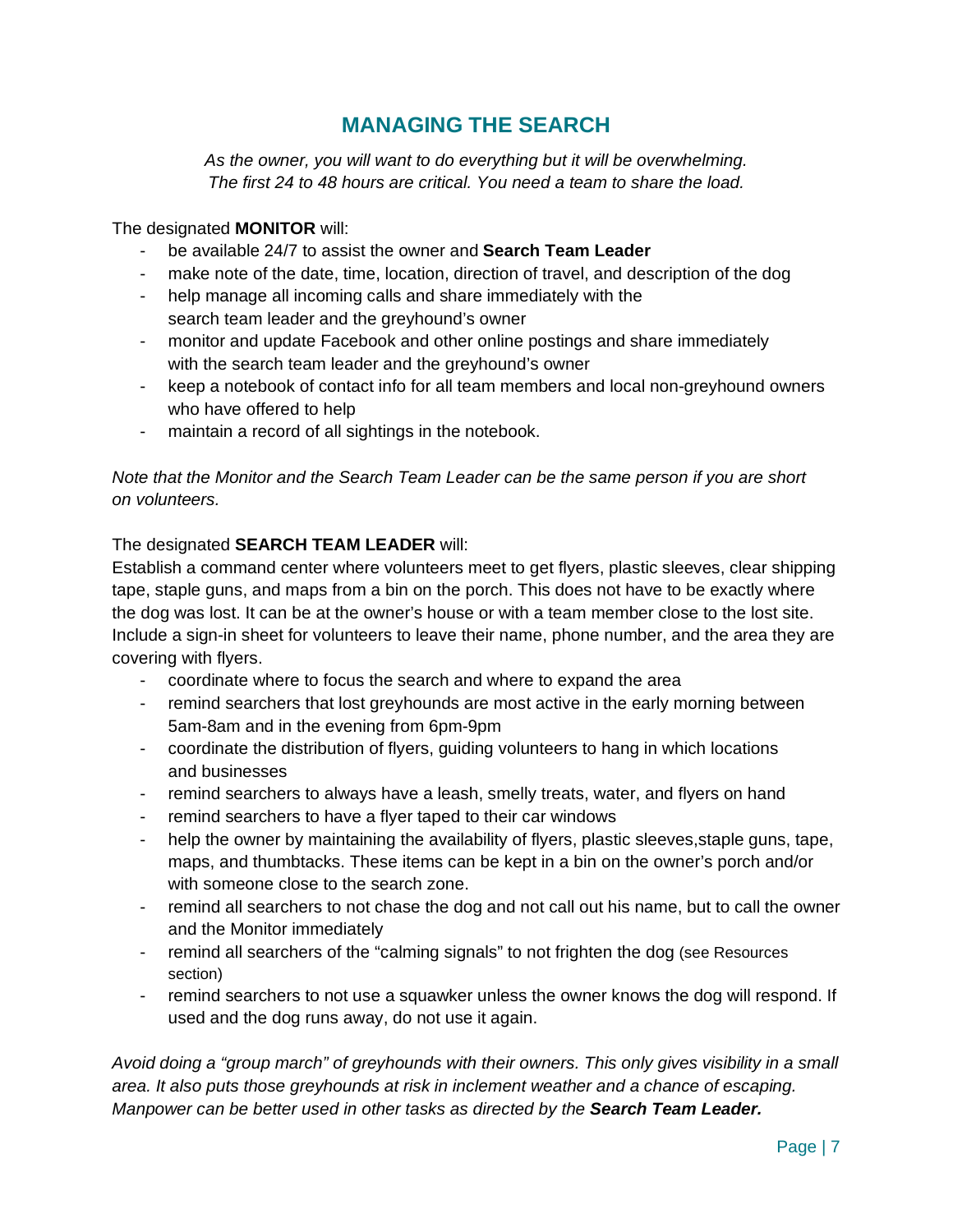# MANAGING THE SEARCH

*As the owner, you will want to do everything but it will be overwhelming. The first 24 to 48 hours are critical. You need a team to share the load.*

The designated **MONITOR** will:

- be available 24/7 to assist the owner and **Search Team Leader**
- make note of the date, time, location, direction of travel, and description of the dog
- help manage all incoming calls and share immediately with the search team leader and the greyhound's owner
- monitor and update Facebook and other online postings and share immediately with the search team leader and the greyhound's owner
- keep a notebook of contact info for all team members and local non-greyhound owners who have offered to help
- maintain a record of all sightings in the notebook.

*Note that the Monitor and the Search Team Leader can be the same person if you are short on volunteers.*

The designated **SEARCH TEAM LEADER** will:

Establish a command center where volunteers meet to get flyers, plastic sleeves, clear shipping tape, staple guns, and maps from a bin on the porch. This does not have to be exactly where the dog was lost. It can be at the owner's house or with a team member close to the lost site. Include a sign-in sheet for volunteers to leave their name, phone number, and the area they are covering with flyers.

- coordinate where to focus the search and where to expand the area
- remind searchers that lost greyhounds are most active in the early morning between 5am-8am and in the evening from 6pm-9pm
- coordinate the distribution of flyers, guiding volunteers to hang in which locations and businesses
- remind searchers to always have a leash, smelly treats, water, and flyers on hand
- remind searchers to have a flyer taped to their car windows
- help the owner by maintaining the availability of flyers, plastic sleeves,staple guns, tape, maps, and thumbtacks. These items can be kept in a bin on the owner's porch and/or with someone close to the search zone.
- remind all searchers to not chase the dog and not call out his name, but to call the owner and the Monitor immediately
- remind all searchers of the "calming signals" to not frighten the dog (see Resources section)
- remind searchers to not use a squawker unless the owner knows the dog will respond. If used and the dog runs away, do not use it again.

*Avoid doing a "group march" of greyhounds with their owners. This only gives visibility in a small area. It also puts those greyhounds at risk in inclement weather and a chance of escaping. Manpower can be better used in other tasks as directed by the **Search Team Leader.***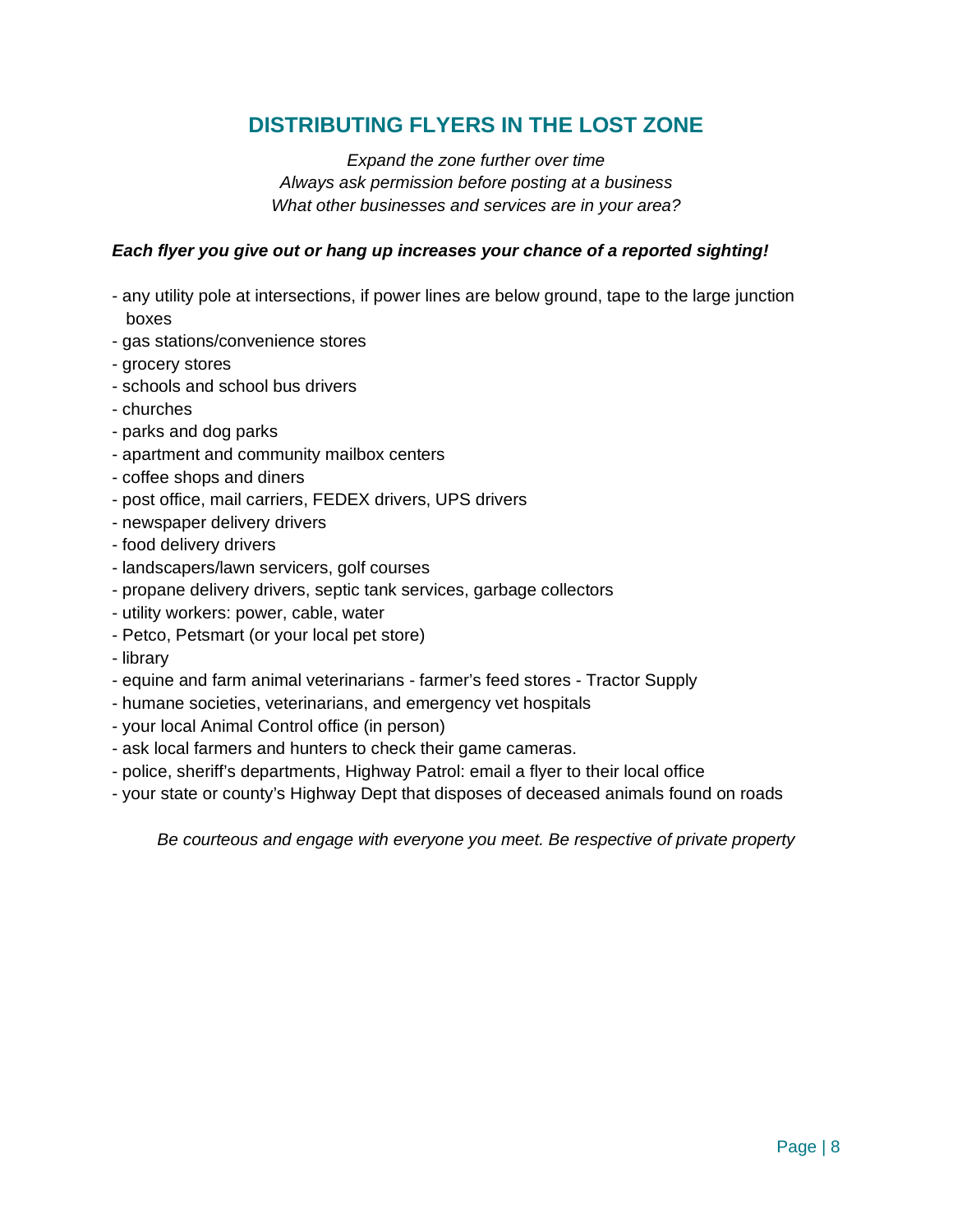## DISTRIBUTING FLYERS IN THE LOST ZONE

*Expand the zone further over time*
*Always ask permission before posting at a business*
*What other businesses and services are in your area?*

***Each flyer you give out or hang up increases your chance of a reported sighting!***

- any utility pole at intersections, if power lines are below ground, tape to the large junction boxes
- gas stations/convenience stores
- grocery stores
- schools and school bus drivers
- churches
- parks and dog parks
- apartment and community mailbox centers
- coffee shops and diners
- post office, mail carriers, FEDEX drivers, UPS drivers
- newspaper delivery drivers
- food delivery drivers
- landscapers/lawn servicers, golf courses
- propane delivery drivers, septic tank services, garbage collectors
- utility workers: power, cable, water
- Petco, Petsmart (or your local pet store)
- library
- equine and farm animal veterinarians - farmer's feed stores - Tractor Supply
- humane societies, veterinarians, and emergency vet hospitals
- your local Animal Control office (in person)
- ask local farmers and hunters to check their game cameras.
- police, sheriff's departments, Highway Patrol: email a flyer to their local office
- your state or county's Highway Dept that disposes of deceased animals found on roads

*Be courteous and engage with everyone you meet. Be respective of private property*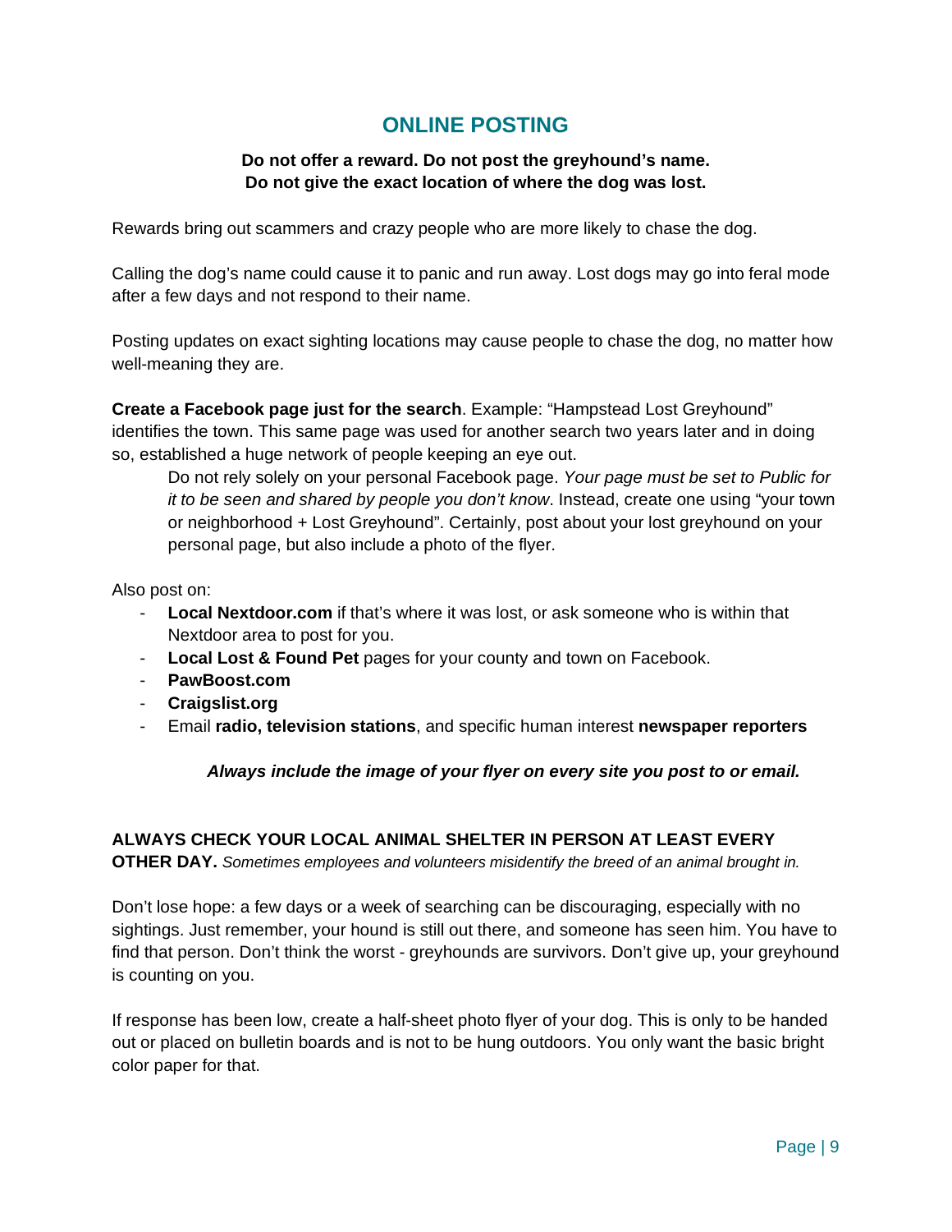## ONLINE POSTING

**Do not offer a reward. Do not post the greyhound's name.**
**Do not give the exact location of where the dog was lost.**

Rewards bring out scammers and crazy people who are more likely to chase the dog.

Calling the dog's name could cause it to panic and run away. Lost dogs may go into feral mode after a few days and not respond to their name.

Posting updates on exact sighting locations may cause people to chase the dog, no matter how well-meaning they are.

**Create a Facebook page just for the search**. Example: "Hampstead Lost Greyhound" identifies the town. This same page was used for another search two years later and in doing so, established a huge network of people keeping an eye out.

> Do not rely solely on your personal Facebook page. *Your page must be set to Public for it to be seen and shared by people you don't know*. Instead, create one using "your town or neighborhood + Lost Greyhound". Certainly, post about your lost greyhound on your personal page, but also include a photo of the flyer.

Also post on:

- **Local Nextdoor.com** if that's where it was lost, or ask someone who is within that Nextdoor area to post for you.
- **Local Lost & Found Pet** pages for your county and town on Facebook.
- **PawBoost.com**
- **Craigslist.org**
- Email **radio, television stations**, and specific human interest **newspaper reporters**

***Always include the image of your flyer on every site you post to or email.***

**ALWAYS CHECK YOUR LOCAL ANIMAL SHELTER IN PERSON AT LEAST EVERY OTHER DAY.** *Sometimes employees and volunteers misidentify the breed of an animal brought in.*

Don't lose hope: a few days or a week of searching can be discouraging, especially with no sightings. Just remember, your hound is still out there, and someone has seen him. You have to find that person. Don't think the worst - greyhounds are survivors. Don't give up, your greyhound is counting on you.

If response has been low, create a half-sheet photo flyer of your dog. This is only to be handed out or placed on bulletin boards and is not to be hung outdoors. You only want the basic bright color paper for that.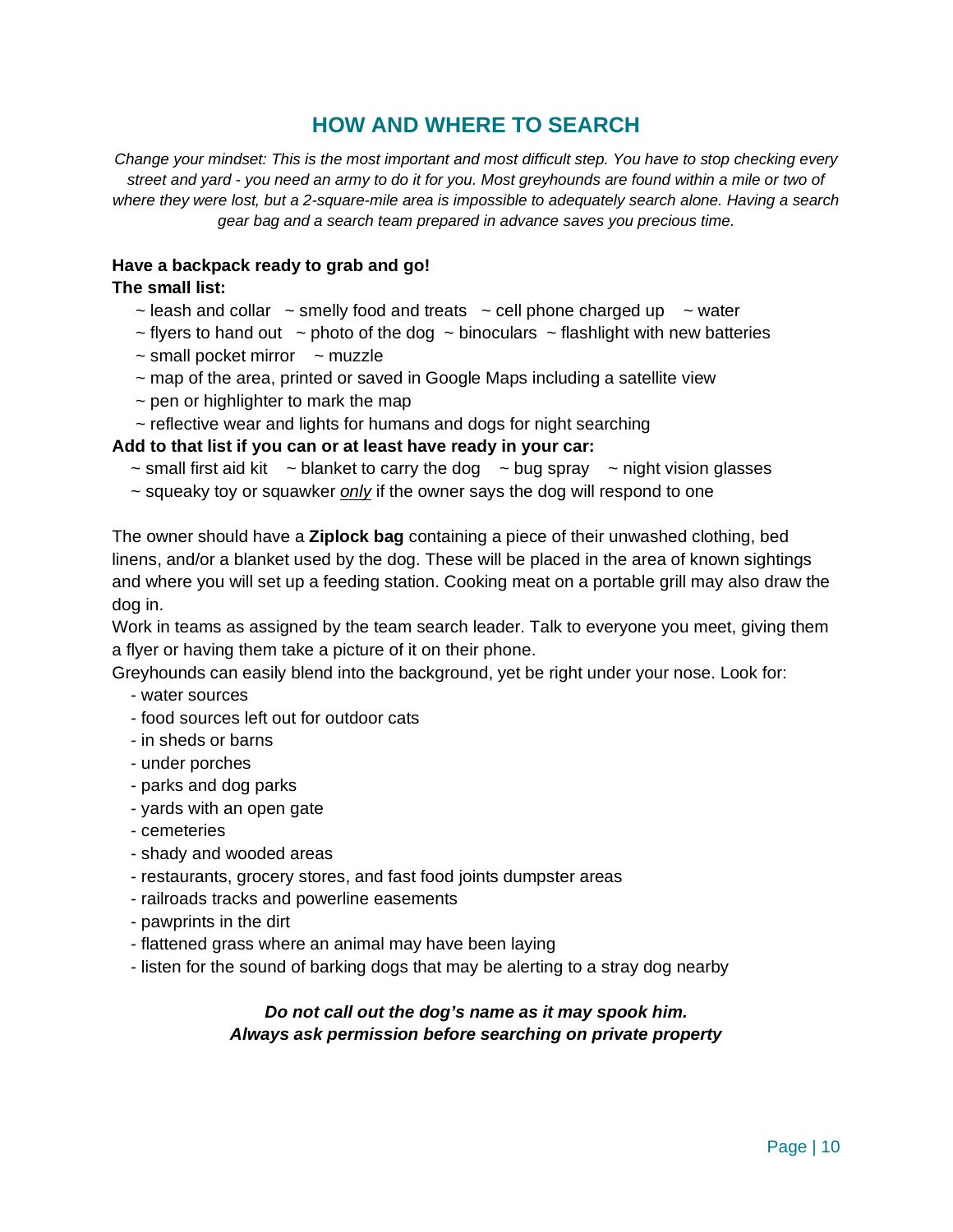## HOW AND WHERE TO SEARCH

*Change your mindset: This is the most important and most difficult step. You have to stop checking every street and yard - you need an army to do it for you. Most greyhounds are found within a mile or two of where they were lost, but a 2-square-mile area is impossible to adequately search alone. Having a search gear bag and a search team prepared in advance saves you precious time.*

**Have a backpack ready to grab and go!**
**The small list:**

~ leash and collar ~ smelly food and treats ~ cell phone charged up ~ water
~ flyers to hand out ~ photo of the dog ~ binoculars ~ flashlight with new batteries
~ small pocket mirror ~ muzzle
~ map of the area, printed or saved in Google Maps including a satellite view
~ pen or highlighter to mark the map
~ reflective wear and lights for humans and dogs for night searching

**Add to that list if you can or at least have ready in your car:**

~ small first aid kit ~ blanket to carry the dog ~ bug spray ~ night vision glasses
~ squeaky toy or squawker *only* if the owner says the dog will respond to one

The owner should have a **Ziplock bag** containing a piece of their unwashed clothing, bed linens, and/or a blanket used by the dog. These will be placed in the area of known sightings and where you will set up a feeding station. Cooking meat on a portable grill may also draw the dog in.

Work in teams as assigned by the team search leader. Talk to everyone you meet, giving them a flyer or having them take a picture of it on their phone.

Greyhounds can easily blend into the background, yet be right under your nose. Look for:

- water sources
- food sources left out for outdoor cats
- in sheds or barns
- under porches
- parks and dog parks
- yards with an open gate
- cemeteries
- shady and wooded areas
- restaurants, grocery stores, and fast food joints dumpster areas
- railroads tracks and powerline easements
- pawprints in the dirt
- flattened grass where an animal may have been laying
- listen for the sound of barking dogs that may be alerting to a stray dog nearby

***Do not call out the dog's name as it may spook him.***
***Always ask permission before searching on private property***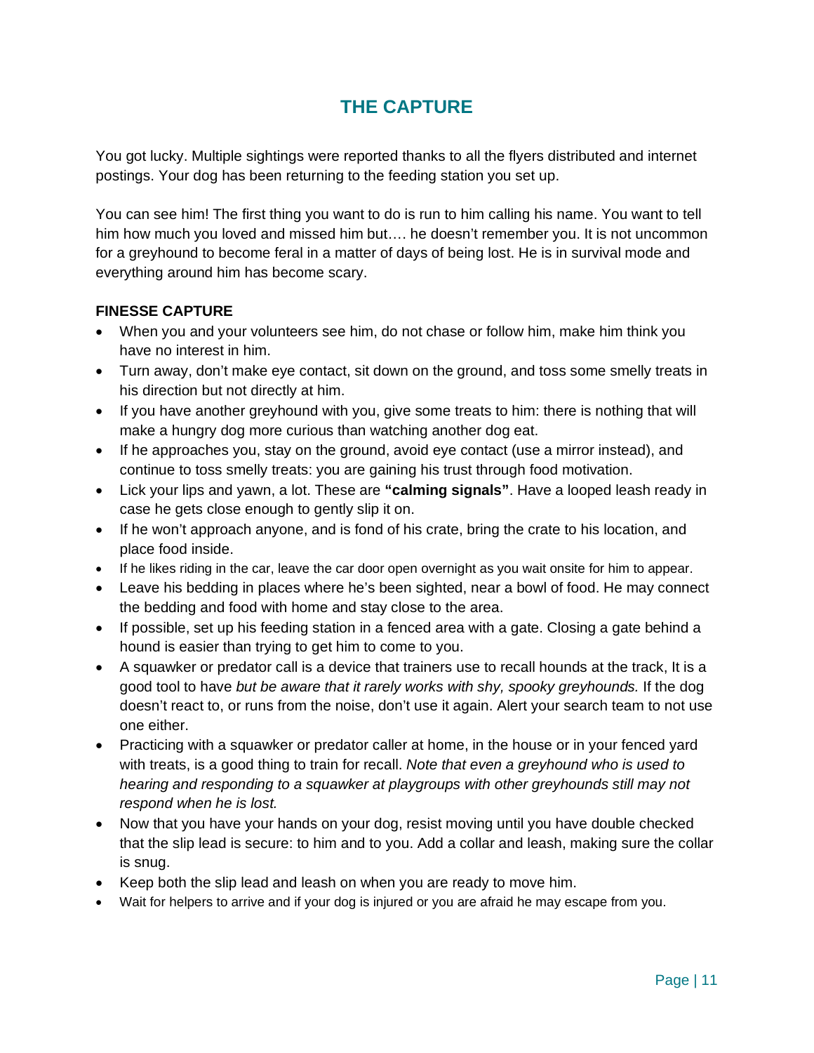# THE CAPTURE

You got lucky. Multiple sightings were reported thanks to all the flyers distributed and internet postings. Your dog has been returning to the feeding station you set up.

You can see him! The first thing you want to do is run to him calling his name. You want to tell him how much you loved and missed him but…. he doesn't remember you. It is not uncommon for a greyhound to become feral in a matter of days of being lost. He is in survival mode and everything around him has become scary.

**FINESSE CAPTURE**

- When you and your volunteers see him, do not chase or follow him, make him think you have no interest in him.
- Turn away, don't make eye contact, sit down on the ground, and toss some smelly treats in his direction but not directly at him.
- If you have another greyhound with you, give some treats to him: there is nothing that will make a hungry dog more curious than watching another dog eat.
- If he approaches you, stay on the ground, avoid eye contact (use a mirror instead), and continue to toss smelly treats: you are gaining his trust through food motivation.
- Lick your lips and yawn, a lot. These are **"calming signals"**. Have a looped leash ready in case he gets close enough to gently slip it on.
- If he won't approach anyone, and is fond of his crate, bring the crate to his location, and place food inside.
- If he likes riding in the car, leave the car door open overnight as you wait onsite for him to appear.
- Leave his bedding in places where he's been sighted, near a bowl of food. He may connect the bedding and food with home and stay close to the area.
- If possible, set up his feeding station in a fenced area with a gate. Closing a gate behind a hound is easier than trying to get him to come to you.
- A squawker or predator call is a device that trainers use to recall hounds at the track, It is a good tool to have *but be aware that it rarely works with shy, spooky greyhounds.* If the dog doesn't react to, or runs from the noise, don't use it again. Alert your search team to not use one either.
- Practicing with a squawker or predator caller at home, in the house or in your fenced yard with treats, is a good thing to train for recall. *Note that even a greyhound who is used to hearing and responding to a squawker at playgroups with other greyhounds still may not respond when he is lost.*
- Now that you have your hands on your dog, resist moving until you have double checked that the slip lead is secure: to him and to you. Add a collar and leash, making sure the collar is snug.
- Keep both the slip lead and leash on when you are ready to move him.
- Wait for helpers to arrive and if your dog is injured or you are afraid he may escape from you.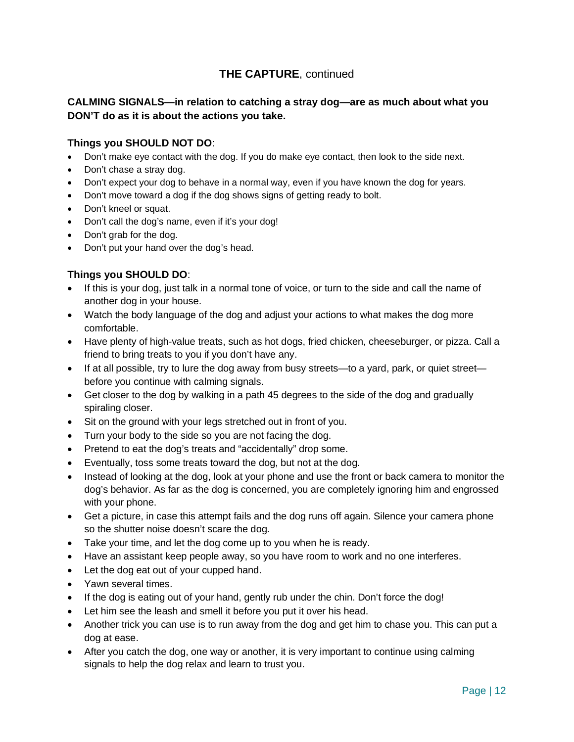## **THE CAPTURE**, continued

**CALMING SIGNALS—in relation to catching a stray dog—are as much about what you DON'T do as it is about the actions you take.**

**Things you SHOULD NOT DO**:

- Don't make eye contact with the dog. If you do make eye contact, then look to the side next.
- Don't chase a stray dog.
- Don't expect your dog to behave in a normal way, even if you have known the dog for years.
- Don't move toward a dog if the dog shows signs of getting ready to bolt.
- Don't kneel or squat.
- Don't call the dog's name, even if it's your dog!
- Don't grab for the dog.
- Don't put your hand over the dog's head.

**Things you SHOULD DO**:

- If this is your dog, just talk in a normal tone of voice, or turn to the side and call the name of another dog in your house.
- Watch the body language of the dog and adjust your actions to what makes the dog more comfortable.
- Have plenty of high-value treats, such as hot dogs, fried chicken, cheeseburger, or pizza. Call a friend to bring treats to you if you don't have any.
- If at all possible, try to lure the dog away from busy streets—to a yard, park, or quiet street—before you continue with calming signals.
- Get closer to the dog by walking in a path 45 degrees to the side of the dog and gradually spiraling closer.
- Sit on the ground with your legs stretched out in front of you.
- Turn your body to the side so you are not facing the dog.
- Pretend to eat the dog's treats and "accidentally" drop some.
- Eventually, toss some treats toward the dog, but not at the dog.
- Instead of looking at the dog, look at your phone and use the front or back camera to monitor the dog's behavior. As far as the dog is concerned, you are completely ignoring him and engrossed with your phone.
- Get a picture, in case this attempt fails and the dog runs off again. Silence your camera phone so the shutter noise doesn't scare the dog.
- Take your time, and let the dog come up to you when he is ready.
- Have an assistant keep people away, so you have room to work and no one interferes.
- Let the dog eat out of your cupped hand.
- Yawn several times.
- If the dog is eating out of your hand, gently rub under the chin. Don't force the dog!
- Let him see the leash and smell it before you put it over his head.
- Another trick you can use is to run away from the dog and get him to chase you. This can put a dog at ease.
- After you catch the dog, one way or another, it is very important to continue using calming signals to help the dog relax and learn to trust you.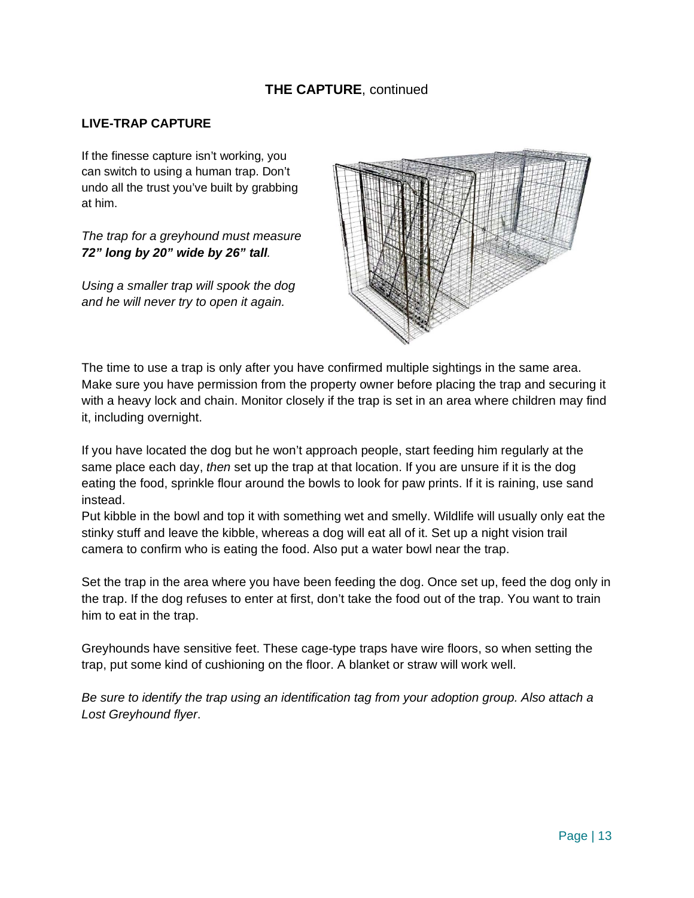## THE CAPTURE, continued

### LIVE-TRAP CAPTURE

If the finesse capture isn't working, you can switch to using a human trap. Don't undo all the trust you've built by grabbing at him.

*The trap for a greyhound must measure **72" long by 20" wide by 26" tall**.*

*Using a smaller trap will spook the dog and he will never try to open it again.*

The time to use a trap is only after you have confirmed multiple sightings in the same area. Make sure you have permission from the property owner before placing the trap and securing it with a heavy lock and chain. Monitor closely if the trap is set in an area where children may find it, including overnight.

If you have located the dog but he won't approach people, start feeding him regularly at the same place each day, *then* set up the trap at that location. If you are unsure if it is the dog eating the food, sprinkle flour around the bowls to look for paw prints. If it is raining, use sand instead.

Put kibble in the bowl and top it with something wet and smelly. Wildlife will usually only eat the stinky stuff and leave the kibble, whereas a dog will eat all of it. Set up a night vision trail camera to confirm who is eating the food. Also put a water bowl near the trap.

Set the trap in the area where you have been feeding the dog. Once set up, feed the dog only in the trap. If the dog refuses to enter at first, don't take the food out of the trap. You want to train him to eat in the trap.

Greyhounds have sensitive feet. These cage-type traps have wire floors, so when setting the trap, put some kind of cushioning on the floor. A blanket or straw will work well.

*Be sure to identify the trap using an identification tag from your adoption group. Also attach a Lost Greyhound flyer*.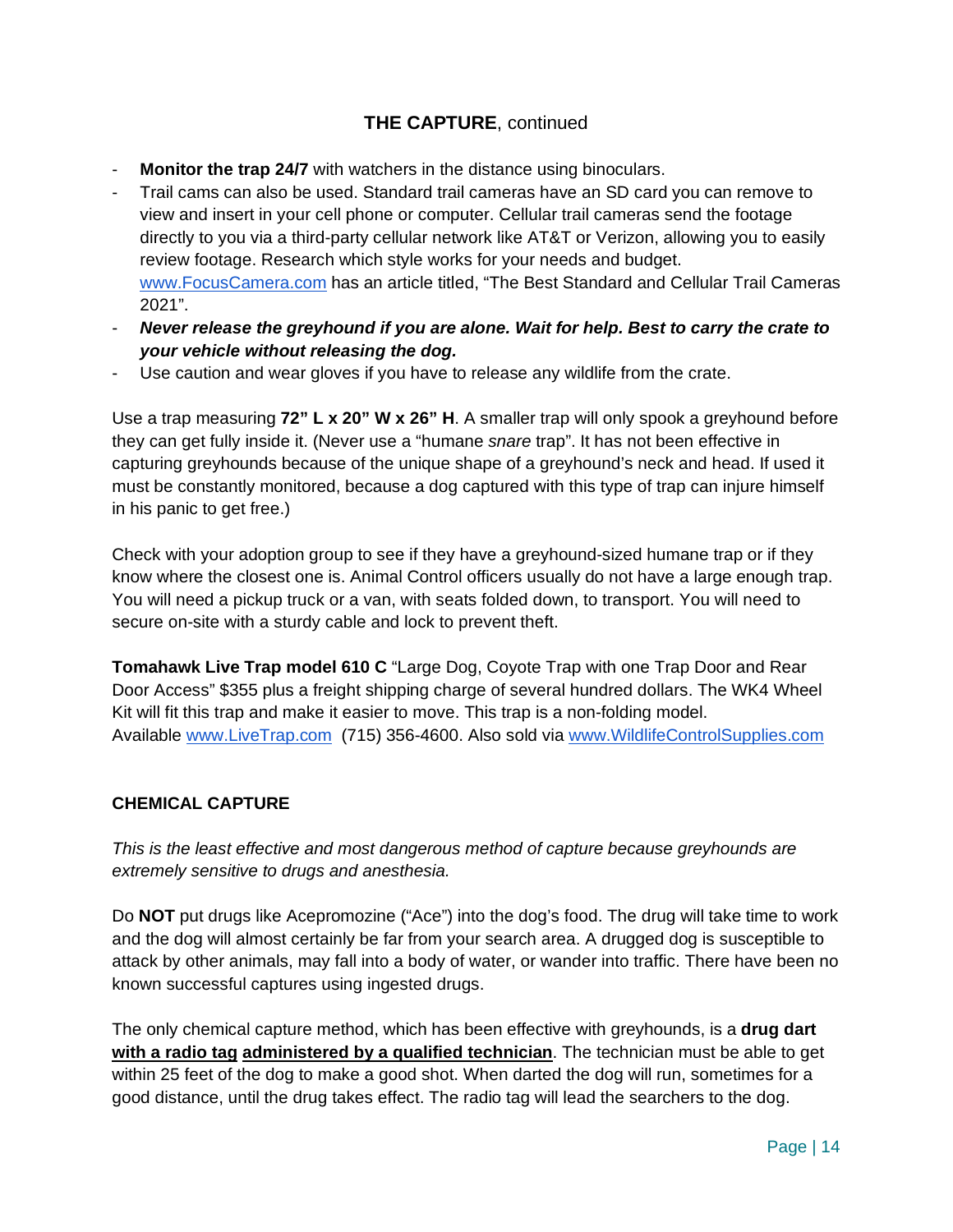## **THE CAPTURE**, continued

- **Monitor the trap 24/7** with watchers in the distance using binoculars.
- Trail cams can also be used. Standard trail cameras have an SD card you can remove to view and insert in your cell phone or computer. Cellular trail cameras send the footage directly to you via a third-party cellular network like AT&T or Verizon, allowing you to easily review footage. Research which style works for your needs and budget. www.FocusCamera.com has an article titled, "The Best Standard and Cellular Trail Cameras 2021".
- ***Never release the greyhound if you are alone. Wait for help. Best to carry the crate to your vehicle without releasing the dog.***
- Use caution and wear gloves if you have to release any wildlife from the crate.

Use a trap measuring **72" L x 20" W x 26" H**. A smaller trap will only spook a greyhound before they can get fully inside it. (Never use a "humane *snare* trap". It has not been effective in capturing greyhounds because of the unique shape of a greyhound's neck and head. If used it must be constantly monitored, because a dog captured with this type of trap can injure himself in his panic to get free.)

Check with your adoption group to see if they have a greyhound-sized humane trap or if they know where the closest one is. Animal Control officers usually do not have a large enough trap. You will need a pickup truck or a van, with seats folded down, to transport. You will need to secure on-site with a sturdy cable and lock to prevent theft.

**Tomahawk Live Trap model 610 C** "Large Dog, Coyote Trap with one Trap Door and Rear Door Access" $355 plus a freight shipping charge of several hundred dollars. The WK4 Wheel Kit will fit this trap and make it easier to move. This trap is a non-folding model. Available www.LiveTrap.com (715) 356-4600. Also sold via www.WildlifeControlSupplies.com

### **CHEMICAL CAPTURE**

*This is the least effective and most dangerous method of capture because greyhounds are extremely sensitive to drugs and anesthesia.*

Do **NOT** put drugs like Acepromozine ("Ace") into the dog's food. The drug will take time to work and the dog will almost certainly be far from your search area. A drugged dog is susceptible to attack by other animals, may fall into a body of water, or wander into traffic. There have been no known successful captures using ingested drugs.

The only chemical capture method, which has been effective with greyhounds, is a **drug dart <u>with a radio tag</u> <u>administered by a qualified technician</u>**. The technician must be able to get within 25 feet of the dog to make a good shot. When darted the dog will run, sometimes for a good distance, until the drug takes effect. The radio tag will lead the searchers to the dog.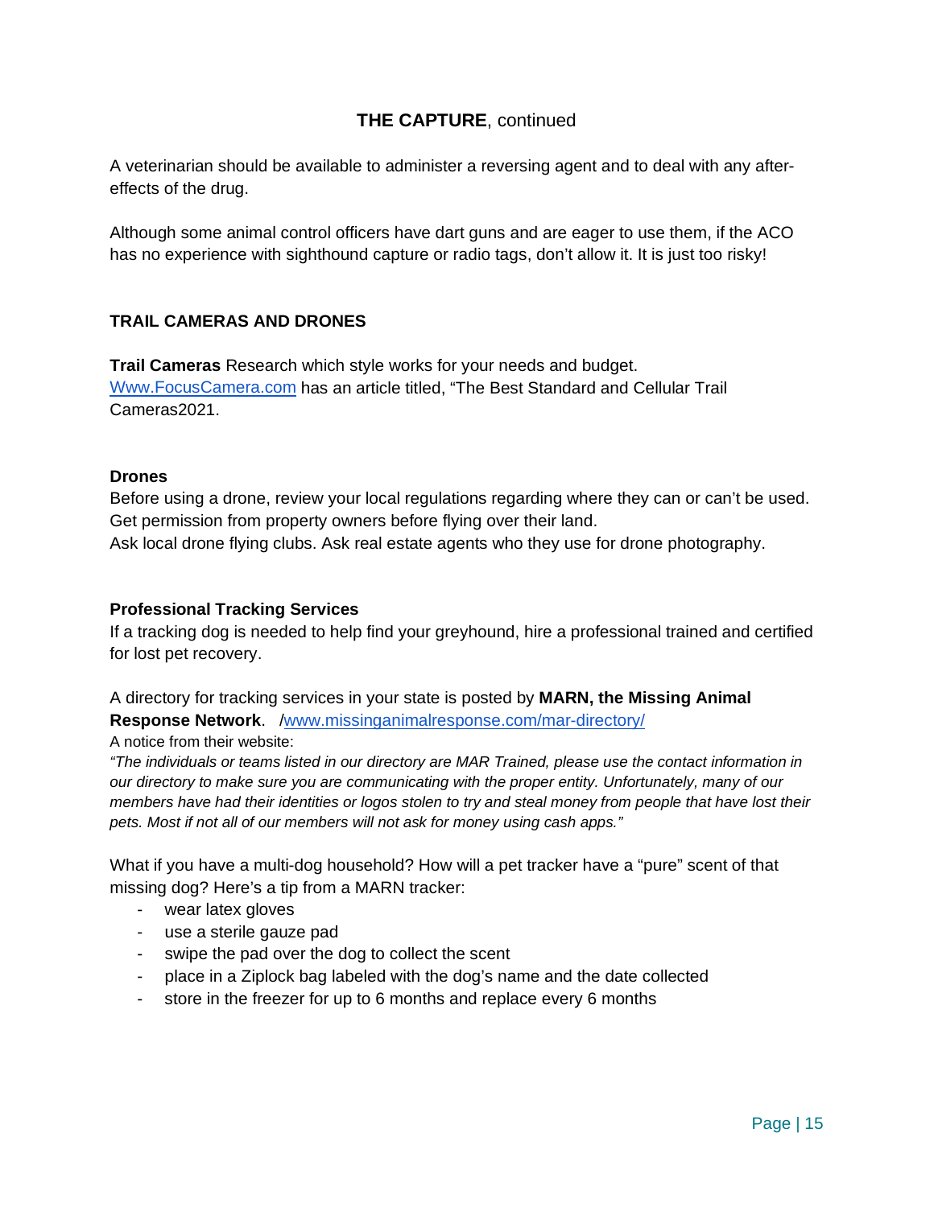## **THE CAPTURE**, continued

A veterinarian should be available to administer a reversing agent and to deal with any after-effects of the drug.

Although some animal control officers have dart guns and are eager to use them, if the ACO has no experience with sighthound capture or radio tags, don't allow it. It is just too risky!

### TRAIL CAMERAS AND DRONES

**Trail Cameras** Research which style works for your needs and budget. [Www.FocusCamera.com](http://Www.FocusCamera.com) has an article titled, "The Best Standard and Cellular Trail Cameras2021.

**Drones**

Before using a drone, review your local regulations regarding where they can or can't be used. Get permission from property owners before flying over their land.
Ask local drone flying clubs. Ask real estate agents who they use for drone photography.

**Professional Tracking Services**

If a tracking dog is needed to help find your greyhound, hire a professional trained and certified for lost pet recovery.

A directory for tracking services in your state is posted by **MARN, the Missing Animal Response Network**. /[www.missinganimalresponse.com/mar-directory/](http://www.missinganimalresponse.com/mar-directory/)

A notice from their website:

*"The individuals or teams listed in our directory are MAR Trained, please use the contact information in our directory to make sure you are communicating with the proper entity. Unfortunately, many of our members have had their identities or logos stolen to try and steal money from people that have lost their pets. Most if not all of our members will not ask for money using cash apps."*

What if you have a multi-dog household? How will a pet tracker have a "pure" scent of that missing dog? Here's a tip from a MARN tracker:

- wear latex gloves
- use a sterile gauze pad
- swipe the pad over the dog to collect the scent
- place in a Ziplock bag labeled with the dog's name and the date collected
- store in the freezer for up to 6 months and replace every 6 months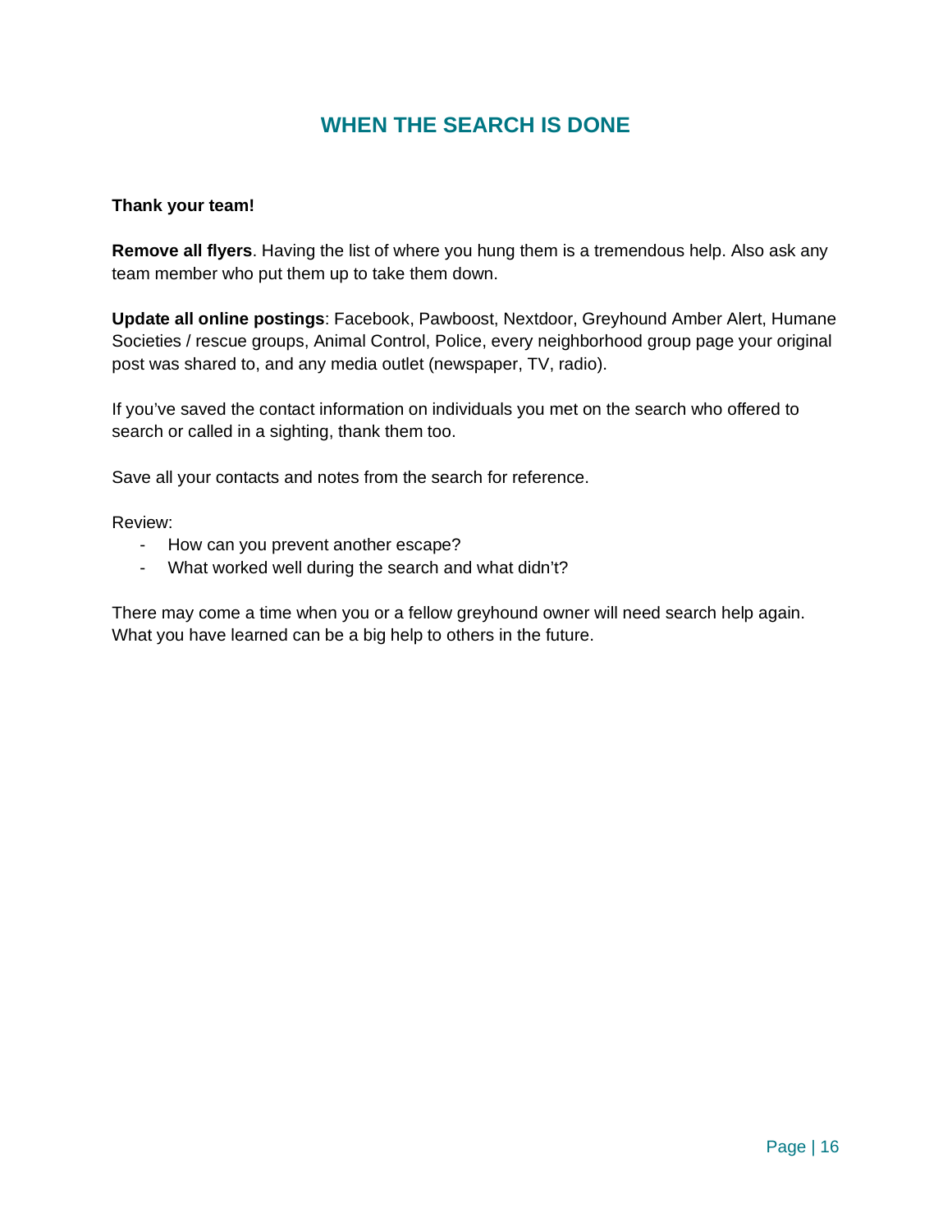## WHEN THE SEARCH IS DONE

**Thank your team!**

**Remove all flyers**. Having the list of where you hung them is a tremendous help. Also ask any team member who put them up to take them down.

**Update all online postings**: Facebook, Pawboost, Nextdoor, Greyhound Amber Alert, Humane Societies / rescue groups, Animal Control, Police, every neighborhood group page your original post was shared to, and any media outlet (newspaper, TV, radio).

If you've saved the contact information on individuals you met on the search who offered to search or called in a sighting, thank them too.

Save all your contacts and notes from the search for reference.

Review:

- How can you prevent another escape?
- What worked well during the search and what didn't?

There may come a time when you or a fellow greyhound owner will need search help again. What you have learned can be a big help to others in the future.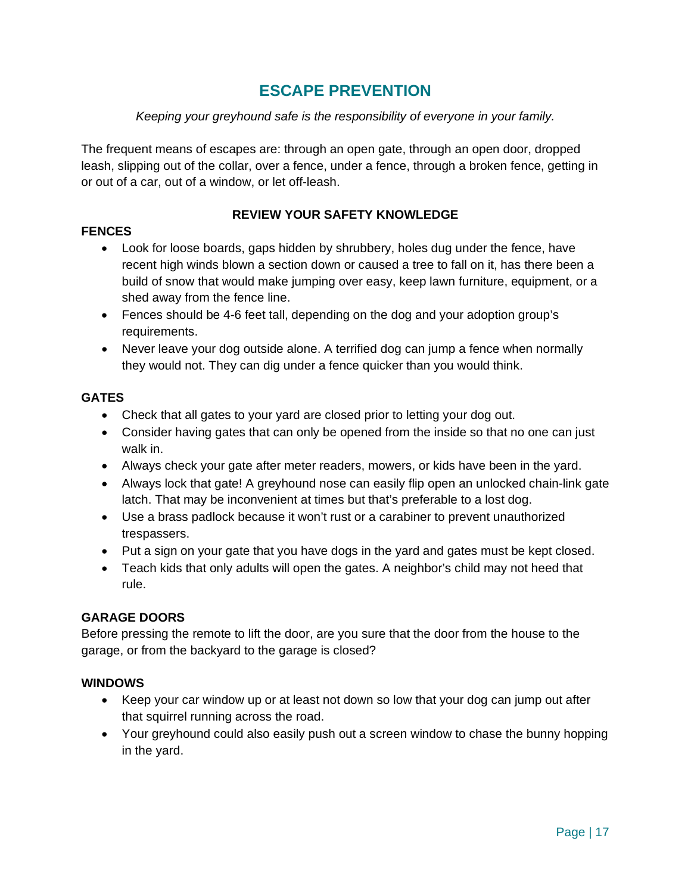# ESCAPE PREVENTION

*Keeping your greyhound safe is the responsibility of everyone in your family.*

The frequent means of escapes are: through an open gate, through an open door, dropped leash, slipping out of the collar, over a fence, under a fence, through a broken fence, getting in or out of a car, out of a window, or let off-leash.

**REVIEW YOUR SAFETY KNOWLEDGE**

**FENCES**

- Look for loose boards, gaps hidden by shrubbery, holes dug under the fence, have recent high winds blown a section down or caused a tree to fall on it, has there been a build of snow that would make jumping over easy, keep lawn furniture, equipment, or a shed away from the fence line.
- Fences should be 4-6 feet tall, depending on the dog and your adoption group's requirements.
- Never leave your dog outside alone. A terrified dog can jump a fence when normally they would not. They can dig under a fence quicker than you would think.

**GATES**

- Check that all gates to your yard are closed prior to letting your dog out.
- Consider having gates that can only be opened from the inside so that no one can just walk in.
- Always check your gate after meter readers, mowers, or kids have been in the yard.
- Always lock that gate! A greyhound nose can easily flip open an unlocked chain-link gate latch. That may be inconvenient at times but that's preferable to a lost dog.
- Use a brass padlock because it won't rust or a carabiner to prevent unauthorized trespassers.
- Put a sign on your gate that you have dogs in the yard and gates must be kept closed.
- Teach kids that only adults will open the gates. A neighbor's child may not heed that rule.

**GARAGE DOORS**

Before pressing the remote to lift the door, are you sure that the door from the house to the garage, or from the backyard to the garage is closed?

**WINDOWS**

- Keep your car window up or at least not down so low that your dog can jump out after that squirrel running across the road.
- Your greyhound could also easily push out a screen window to chase the bunny hopping in the yard.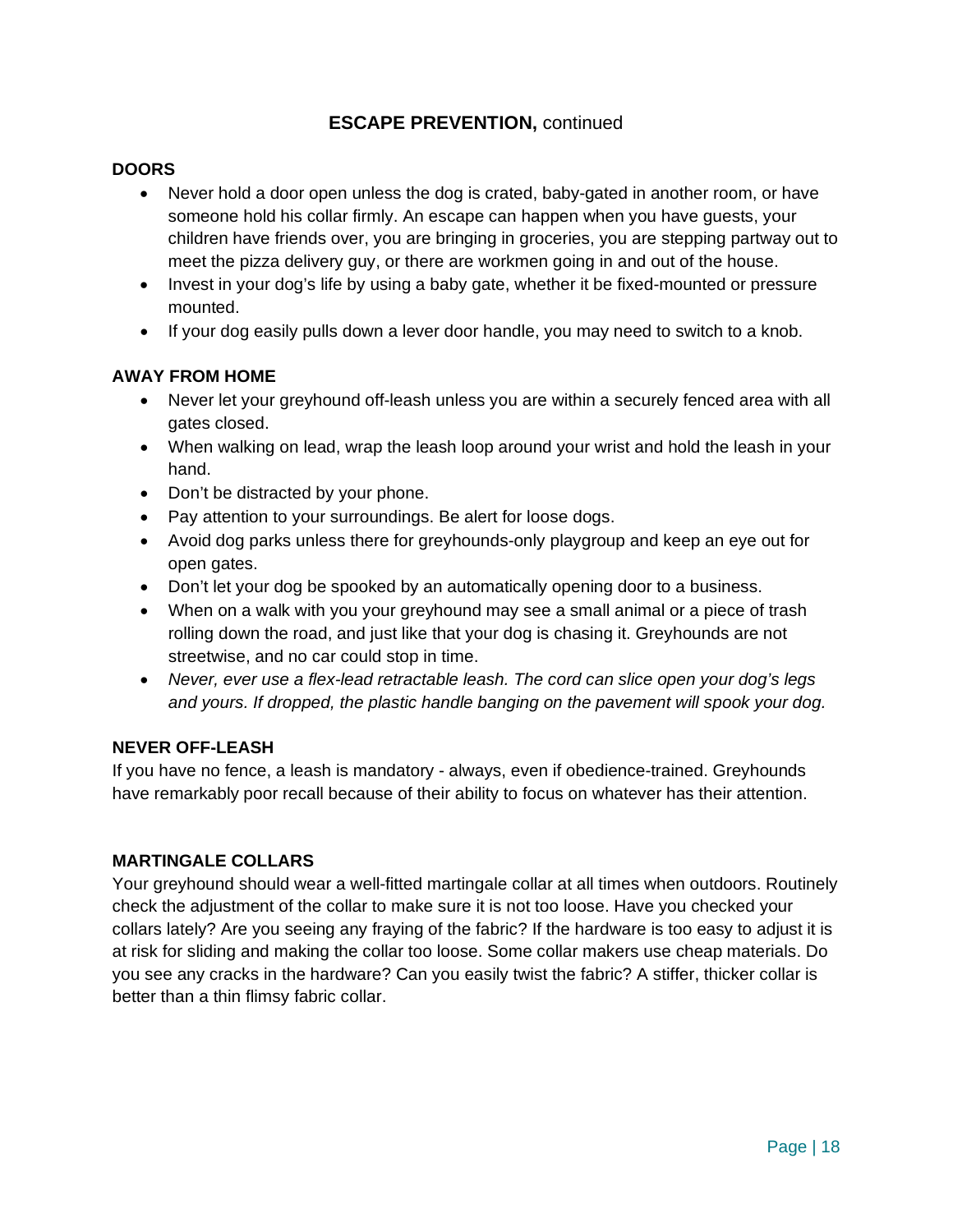## **ESCAPE PREVENTION,** continued

### DOORS

- Never hold a door open unless the dog is crated, baby-gated in another room, or have someone hold his collar firmly. An escape can happen when you have guests, your children have friends over, you are bringing in groceries, you are stepping partway out to meet the pizza delivery guy, or there are workmen going in and out of the house.
- Invest in your dog's life by using a baby gate, whether it be fixed-mounted or pressure mounted.
- If your dog easily pulls down a lever door handle, you may need to switch to a knob.

### AWAY FROM HOME

- Never let your greyhound off-leash unless you are within a securely fenced area with all gates closed.
- When walking on lead, wrap the leash loop around your wrist and hold the leash in your hand.
- Don't be distracted by your phone.
- Pay attention to your surroundings. Be alert for loose dogs.
- Avoid dog parks unless there for greyhounds-only playgroup and keep an eye out for open gates.
- Don't let your dog be spooked by an automatically opening door to a business.
- When on a walk with you your greyhound may see a small animal or a piece of trash rolling down the road, and just like that your dog is chasing it. Greyhounds are not streetwise, and no car could stop in time.
- *Never, ever use a flex-lead retractable leash. The cord can slice open your dog's legs and yours. If dropped, the plastic handle banging on the pavement will spook your dog.*

### NEVER OFF-LEASH

If you have no fence, a leash is mandatory - always, even if obedience-trained. Greyhounds have remarkably poor recall because of their ability to focus on whatever has their attention.

### MARTINGALE COLLARS

Your greyhound should wear a well-fitted martingale collar at all times when outdoors. Routinely check the adjustment of the collar to make sure it is not too loose. Have you checked your collars lately? Are you seeing any fraying of the fabric? If the hardware is too easy to adjust it is at risk for sliding and making the collar too loose. Some collar makers use cheap materials. Do you see any cracks in the hardware? Can you easily twist the fabric? A stiffer, thicker collar is better than a thin flimsy fabric collar.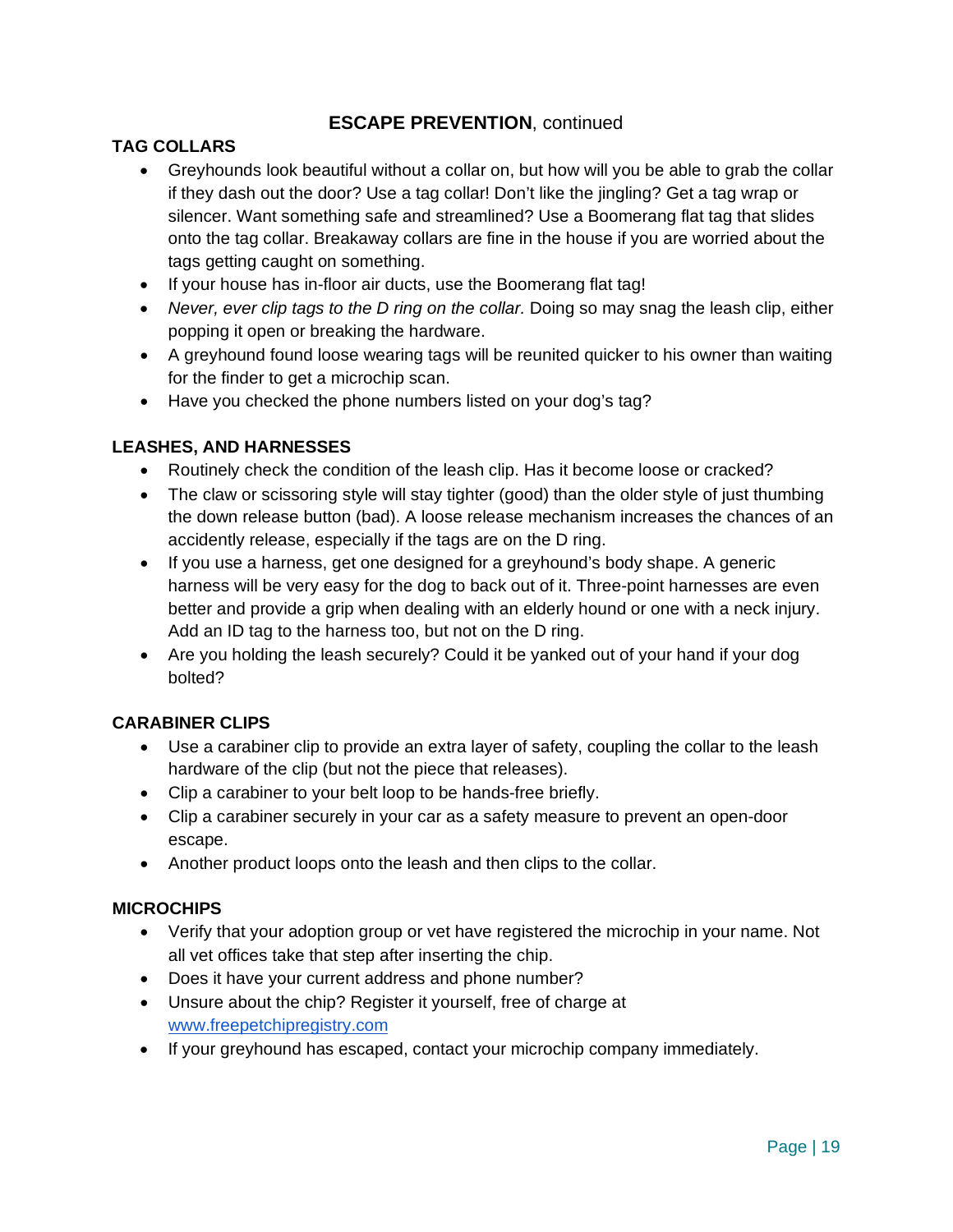## **ESCAPE PREVENTION**, continued

### TAG COLLARS

- Greyhounds look beautiful without a collar on, but how will you be able to grab the collar if they dash out the door? Use a tag collar! Don't like the jingling? Get a tag wrap or silencer. Want something safe and streamlined? Use a Boomerang flat tag that slides onto the tag collar. Breakaway collars are fine in the house if you are worried about the tags getting caught on something.
- If your house has in-floor air ducts, use the Boomerang flat tag!
- *Never, ever clip tags to the D ring on the collar.* Doing so may snag the leash clip, either popping it open or breaking the hardware.
- A greyhound found loose wearing tags will be reunited quicker to his owner than waiting for the finder to get a microchip scan.
- Have you checked the phone numbers listed on your dog's tag?

### LEASHES, AND HARNESSES

- Routinely check the condition of the leash clip. Has it become loose or cracked?
- The claw or scissoring style will stay tighter (good) than the older style of just thumbing the down release button (bad). A loose release mechanism increases the chances of an accidently release, especially if the tags are on the D ring.
- If you use a harness, get one designed for a greyhound's body shape. A generic harness will be very easy for the dog to back out of it. Three-point harnesses are even better and provide a grip when dealing with an elderly hound or one with a neck injury. Add an ID tag to the harness too, but not on the D ring.
- Are you holding the leash securely? Could it be yanked out of your hand if your dog bolted?

### CARABINER CLIPS

- Use a carabiner clip to provide an extra layer of safety, coupling the collar to the leash hardware of the clip (but not the piece that releases).
- Clip a carabiner to your belt loop to be hands-free briefly.
- Clip a carabiner securely in your car as a safety measure to prevent an open-door escape.
- Another product loops onto the leash and then clips to the collar.

### MICROCHIPS

- Verify that your adoption group or vet have registered the microchip in your name. Not all vet offices take that step after inserting the chip.
- Does it have your current address and phone number?
- Unsure about the chip? Register it yourself, free of charge at [www.freepetchipregistry.com](http://www.freepetchipregistry.com)
- If your greyhound has escaped, contact your microchip company immediately.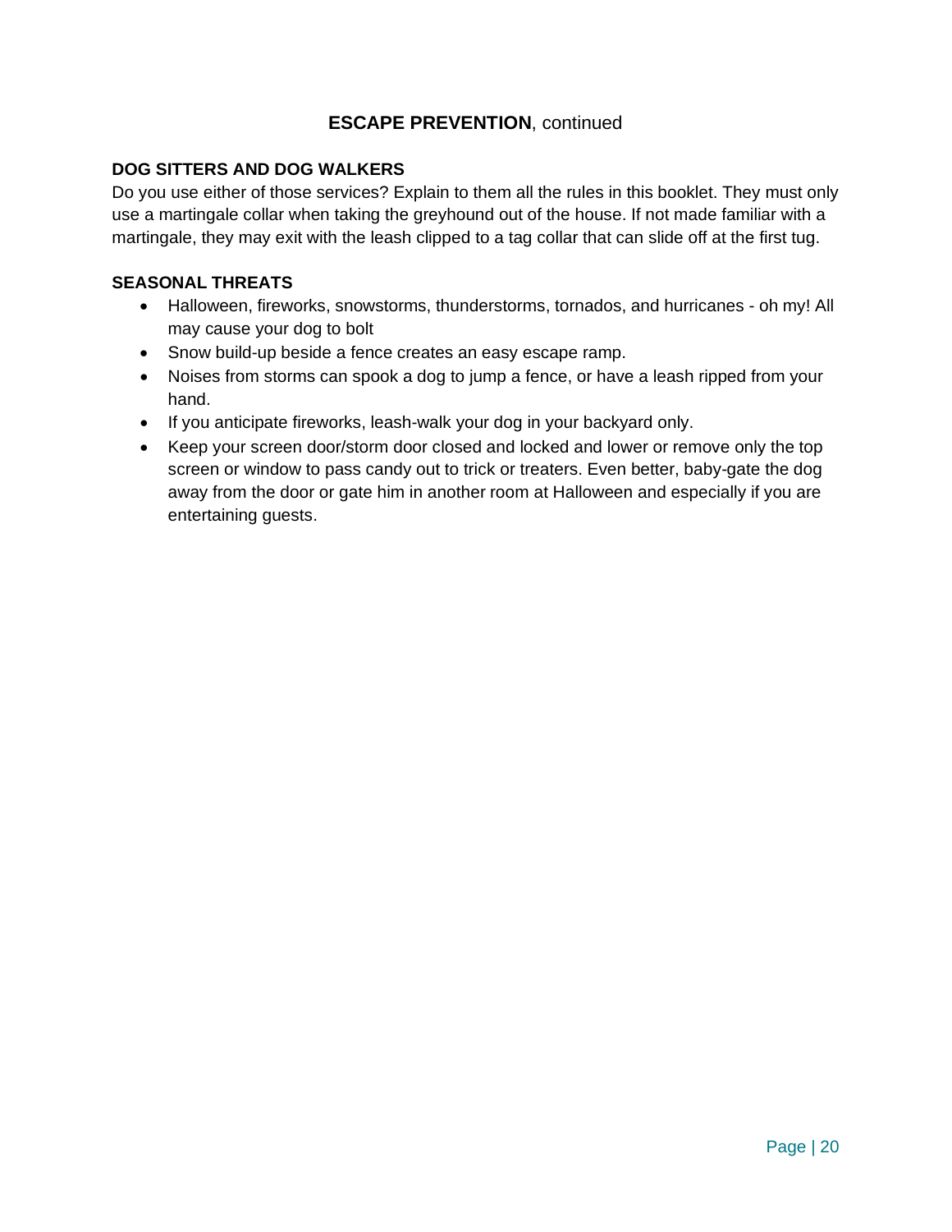## **ESCAPE PREVENTION**, continued

### DOG SITTERS AND DOG WALKERS

Do you use either of those services? Explain to them all the rules in this booklet. They must only use a martingale collar when taking the greyhound out of the house. If not made familiar with a martingale, they may exit with the leash clipped to a tag collar that can slide off at the first tug.

### SEASONAL THREATS

- Halloween, fireworks, snowstorms, thunderstorms, tornados, and hurricanes - oh my! All may cause your dog to bolt
- Snow build-up beside a fence creates an easy escape ramp.
- Noises from storms can spook a dog to jump a fence, or have a leash ripped from your hand.
- If you anticipate fireworks, leash-walk your dog in your backyard only.
- Keep your screen door/storm door closed and locked and lower or remove only the top screen or window to pass candy out to trick or treaters. Even better, baby-gate the dog away from the door or gate him in another room at Halloween and especially if you are entertaining guests.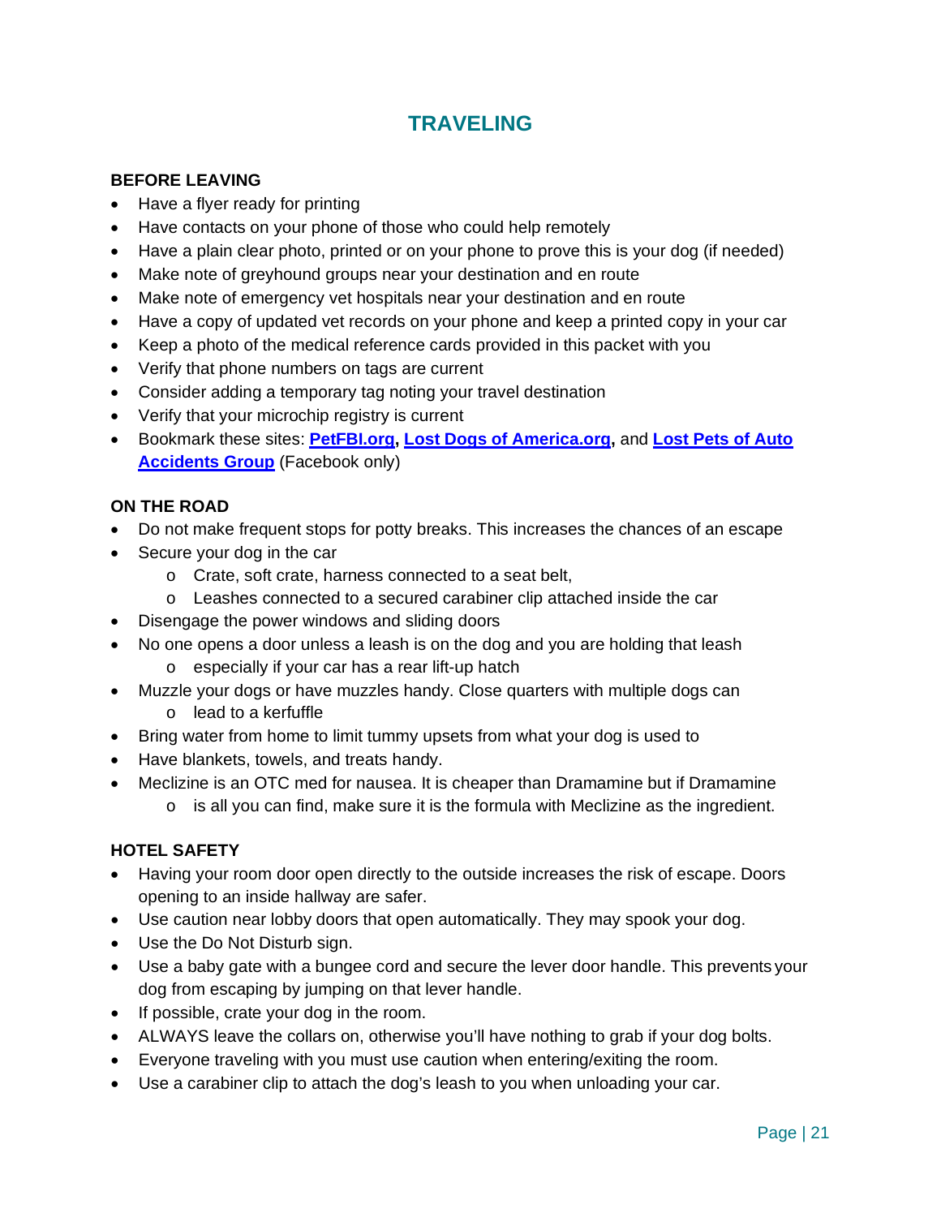# TRAVELING

**BEFORE LEAVING**

- Have a flyer ready for printing
- Have contacts on your phone of those who could help remotely
- Have a plain clear photo, printed or on your phone to prove this is your dog (if needed)
- Make note of greyhound groups near your destination and en route
- Make note of emergency vet hospitals near your destination and en route
- Have a copy of updated vet records on your phone and keep a printed copy in your car
- Keep a photo of the medical reference cards provided in this packet with you
- Verify that phone numbers on tags are current
- Consider adding a temporary tag noting your travel destination
- Verify that your microchip registry is current
- Bookmark these sites: **PetFBI.org**, **Lost Dogs of America.org**, and **Lost Pets of Auto Accidents Group** (Facebook only)

**ON THE ROAD**

- Do not make frequent stops for potty breaks. This increases the chances of an escape
- Secure your dog in the car
    - Crate, soft crate, harness connected to a seat belt,
    - Leashes connected to a secured carabiner clip attached inside the car
- Disengage the power windows and sliding doors
- No one opens a door unless a leash is on the dog and you are holding that leash
    - especially if your car has a rear lift-up hatch
- Muzzle your dogs or have muzzles handy. Close quarters with multiple dogs can
    - lead to a kerfuffle
- Bring water from home to limit tummy upsets from what your dog is used to
- Have blankets, towels, and treats handy.
- Meclizine is an OTC med for nausea. It is cheaper than Dramamine but if Dramamine
    - is all you can find, make sure it is the formula with Meclizine as the ingredient.

**HOTEL SAFETY**

- Having your room door open directly to the outside increases the risk of escape. Doors opening to an inside hallway are safer.
- Use caution near lobby doors that open automatically. They may spook your dog.
- Use the Do Not Disturb sign.
- Use a baby gate with a bungee cord and secure the lever door handle. This prevents your dog from escaping by jumping on that lever handle.
- If possible, crate your dog in the room.
- ALWAYS leave the collars on, otherwise you'll have nothing to grab if your dog bolts.
- Everyone traveling with you must use caution when entering/exiting the room.
- Use a carabiner clip to attach the dog's leash to you when unloading your car.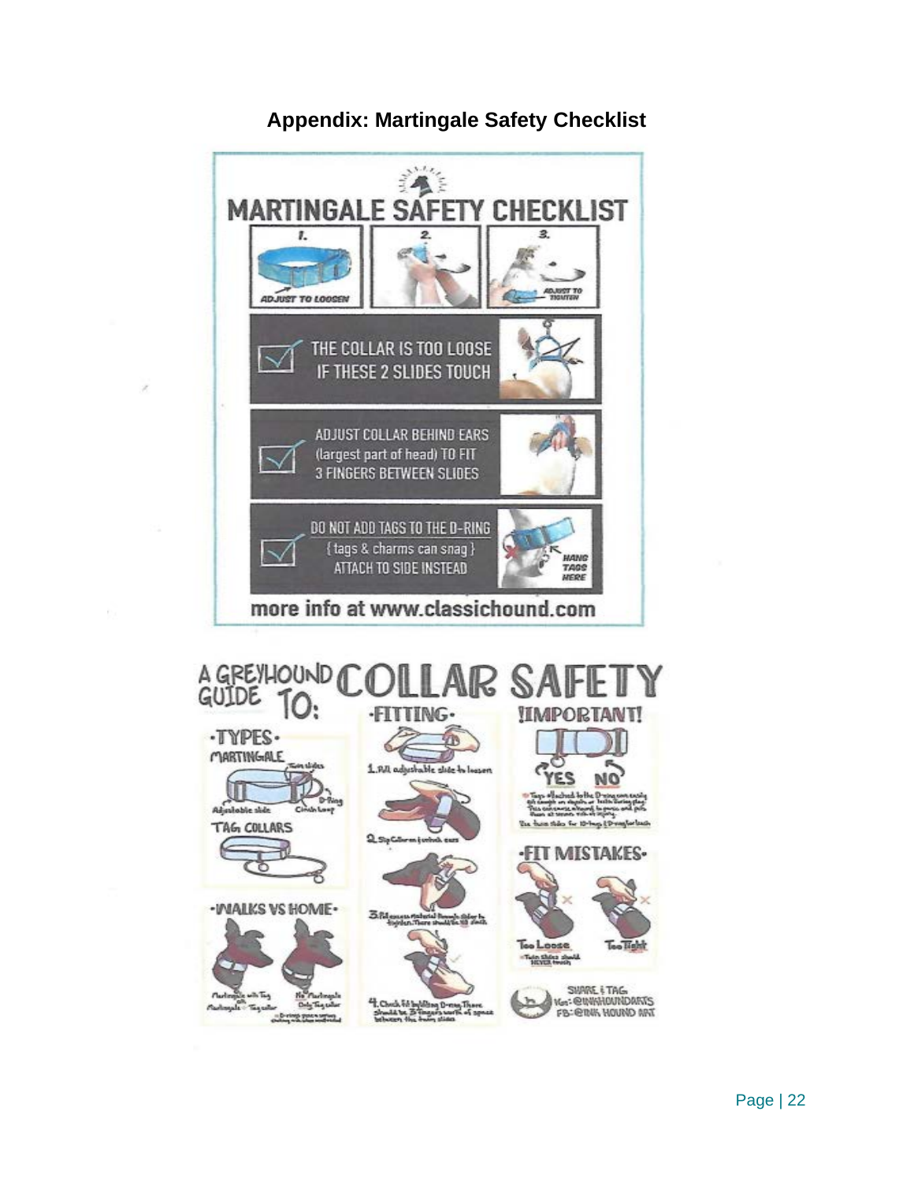## Appendix: Martingale Safety Checklist

# MARTINGALE SAFETY CHECKLIST

1. ADJUST TO LOOSEN
2.
3. ADJUST TO TIGHTEN

- THE COLLAR IS TOO LOOSE IF THESE 2 SLIDES TOUCH
- ADJUST COLLAR BEHIND EARS (largest part of head) TO FIT 3 FINGERS BETWEEN SLIDES
- DO NOT ADD TAGS TO THE D-RING { tags & charms can snag } ATTACH TO SIDE INSTEAD

HANG TAGS HERE

more info at www.classichound.com

# A GREYHOUND GUIDE TO: COLLAR SAFETY

## ·TYPES·

MARTINGALE

Twin slides, Adjustable slide, D-Ring, Cinch loop

TAG COLLARS

## ·WALKS VS HOME·

Martingale with Tag / Martingale + Tag collar

No Martingale Only Tag collar

## ·FITTING·

1. Pull adjustable slide to loosen
2. Slip Collar on behind ears
3. Pull excess material through slider to tighten. There should be NO slack.
4. Check fit by lifting D-ring. There should be 3 fingers worth of space between the twin slides

## !IMPORTANT!

YES NO

Tags attached to the D-ring can easily get caught on objects or teeth during play. This can cause a hound to panic and puts them at severe risk of injury. Use twin slides for ID-tags & D-ring for leash

## ·FIT MISTAKES·

Too Loose — Twin slides should NEVER touch

Too Tight

SHARE & TAG

IG: @INKHOUNDARTS

FB: @INK HOUND ART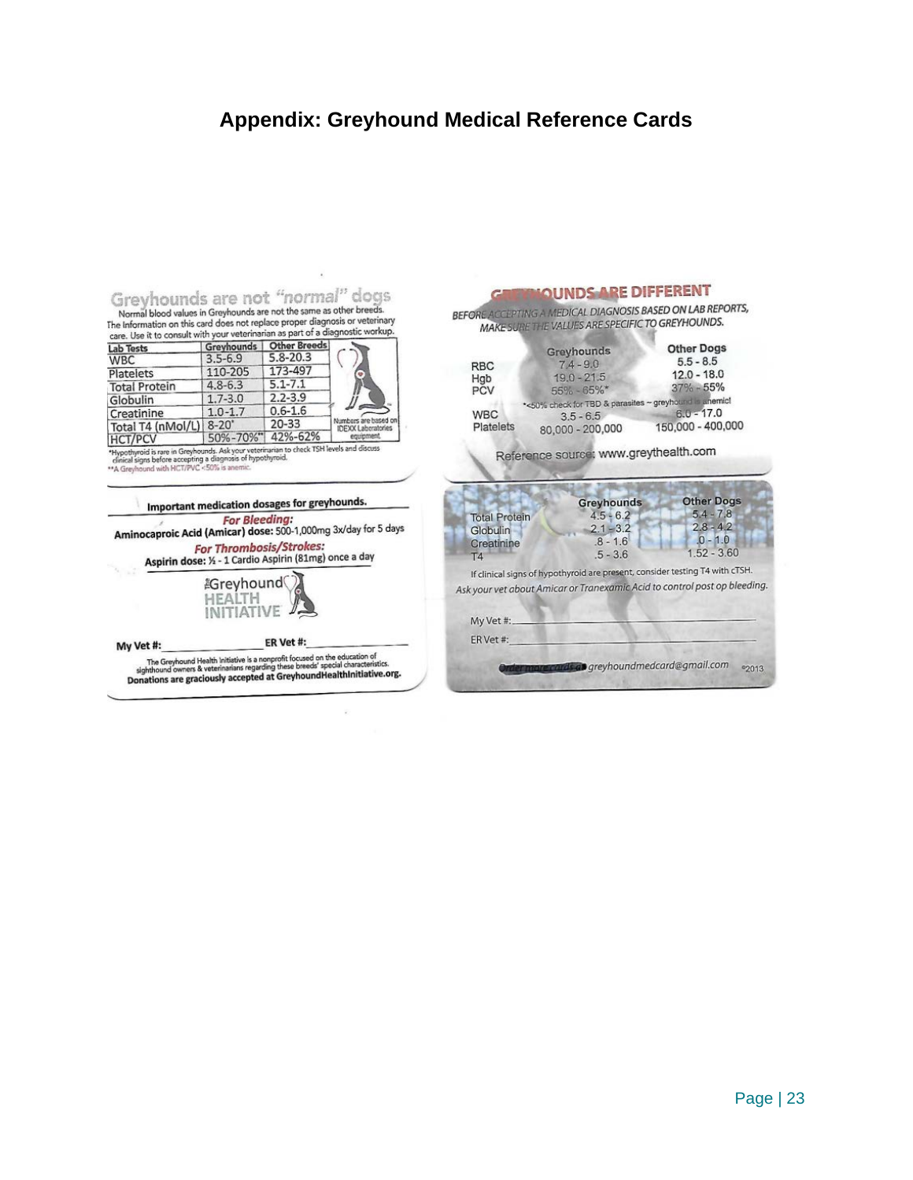# Appendix: Greyhound Medical Reference Cards

## Greyhounds are not "normal" dogs

Normal blood values in Greyhounds are not the same as other breeds. The Information on this card does not replace proper diagnosis or veterinary care. Use it to consult with your veterinarian as part of a diagnostic workup.

| Lab Tests | Greyhounds | Other Breeds |
|---|---|---|
| WBC | 3.5-6.9 | 5.8-20.3 |
| Platelets | 110-205 | 173-497 |
| Total Protein | 4.8-6.3 | 5.1-7.1 |
| Globulin | 1.7-3.0 | 2.2-3.9 |
| Creatinine | 1.0-1.7 | 0.6-1.6 |
| Total T4 (nMol/L) | 8-20* | 20-33 |
| HCT/PCV | 50%-70%** | 42%-62% |

Numbers are based on IDEXX Laboratories equipment.

*Hypothyroid is rare in Greyhounds. Ask your veterinarian to check TSH levels and discuss clinical signs before accepting a diagnosis of hypothyroid.
**A Greyhound with HCT/PVC <50% is anemic.

**Important medication dosages for greyhounds.**

***For Bleeding:***
**Aminocaproic Acid (Amicar) dose:** 500-1,000mg 3x/day for 5 days

***For Thrombosis/Strokes:***
**Aspirin dose:** ½ - 1 Cardio Aspirin (81mg) once a day

The Greyhound HEALTH INITIATIVE

**My Vet #:** ____________ **ER Vet #:** ____________

The Greyhound Health Initiative is a nonprofit focused on the education of sighthound owners & veterinarians regarding these breeds' special characteristics.
**Donations are graciously accepted at GreyhoundHealthInitiative.org.**

## GREYHOUNDS ARE DIFFERENT

*BEFORE ACCEPTING A MEDICAL DIAGNOSIS BASED ON LAB REPORTS, MAKE SURE THE VALUES ARE SPECIFIC TO GREYHOUNDS.*

| | Greyhounds | Other Dogs |
|---|---|---|
| RBC | 7.4 - 9.0 | 5.5 - 8.5 |
| Hgb | 19.0 - 21.5 | 12.0 - 18.0 |
| PCV | 55% - 65%* | 37% - 55% |
| WBC | 3.5 - 6.5 | 6.0 - 17.0 |
| Platelets | 80,000 - 200,000 | 150,000 - 400,000 |

*<50% check for TBD & parasites ~ greyhound is anemic!

Reference source: www.greythealth.com

| | Greyhounds | Other Dogs |
|---|---|---|
| Total Protein | 4.5 - 6.2 | 5.4 - 7.8 |
| Globulin | 2.1 - 3.2 | 2.8 - 4.2 |
| Creatinine | .8 - 1.6 | .0 - 1.0 |
| T4 | .5 - 3.6 | 1.52 - 3.60 |

If clinical signs of hypothyroid are present, consider testing T4 with cTSH.

*Ask your vet about Amicar or Tranexamic Acid to control post op bleeding.*

My Vet #: ____________

ER Vet #: ____________

*Order more cards at greyhoundmedcard@gmail.com* ©2013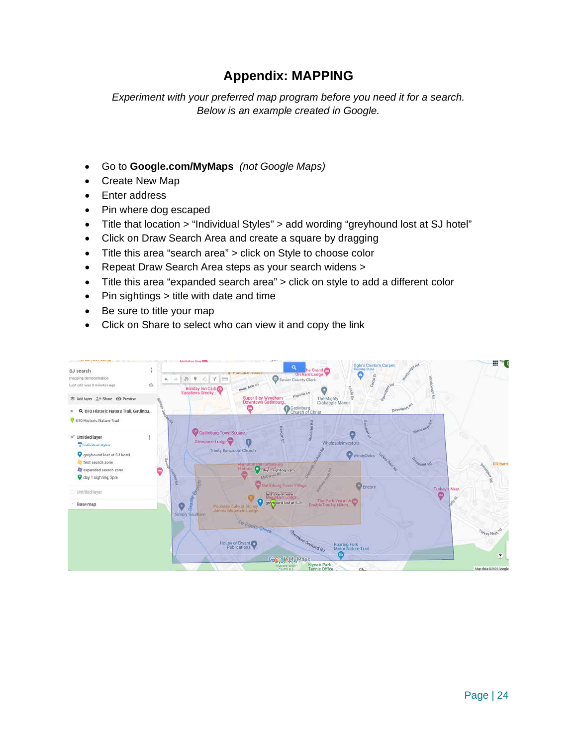# Appendix: MAPPING

*Experiment with your preferred map program before you need it for a search.*
*Below is an example created in Google.*

- Go to **Google.com/MyMaps** *(not Google Maps)*
- Create New Map
- Enter address
- Pin where dog escaped
- Title that location > "Individual Styles" > add wording "greyhound lost at SJ hotel"
- Click on Draw Search Area and create a square by dragging
- Title this area "search area" > click on Style to choose color
- Repeat Draw Search Area steps as your search widens >
- Title this area "expanded search area" > click on style to add a different color
- Pin sightings > title with date and time
- Be sure to title your map
- Click on Share to select who can view it and copy the link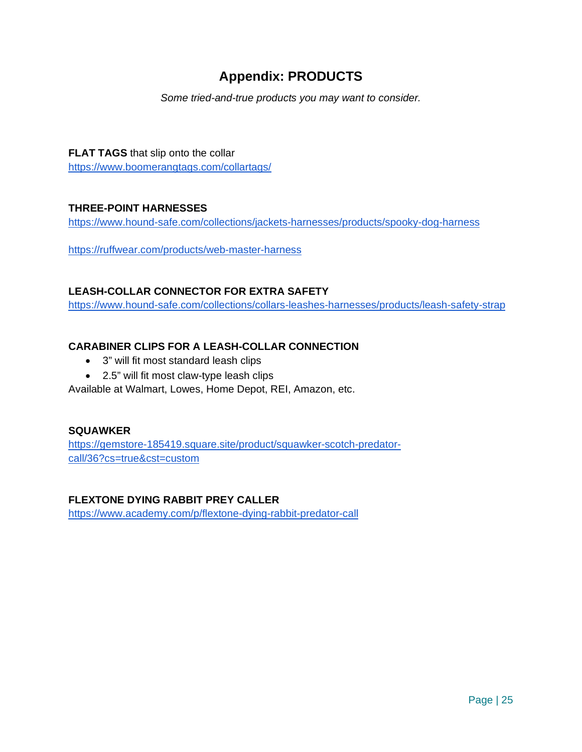# Appendix: PRODUCTS

*Some tried-and-true products you may want to consider.*

**FLAT TAGS** that slip onto the collar
https://www.boomerangtags.com/collartags/

**THREE-POINT HARNESSES**
https://www.hound-safe.com/collections/jackets-harnesses/products/spooky-dog-harness

https://ruffwear.com/products/web-master-harness

**LEASH-COLLAR CONNECTOR FOR EXTRA SAFETY**
https://www.hound-safe.com/collections/collars-leashes-harnesses/products/leash-safety-strap

**CARABINER CLIPS FOR A LEASH-COLLAR CONNECTION**

- 3" will fit most standard leash clips
- 2.5" will fit most claw-type leash clips

Available at Walmart, Lowes, Home Depot, REI, Amazon, etc.

**SQUAWKER**
https://gemstore-185419.square.site/product/squawker-scotch-predator-call/36?cs=true&cst=custom

**FLEXTONE DYING RABBIT PREY CALLER**
https://www.academy.com/p/flextone-dying-rabbit-predator-call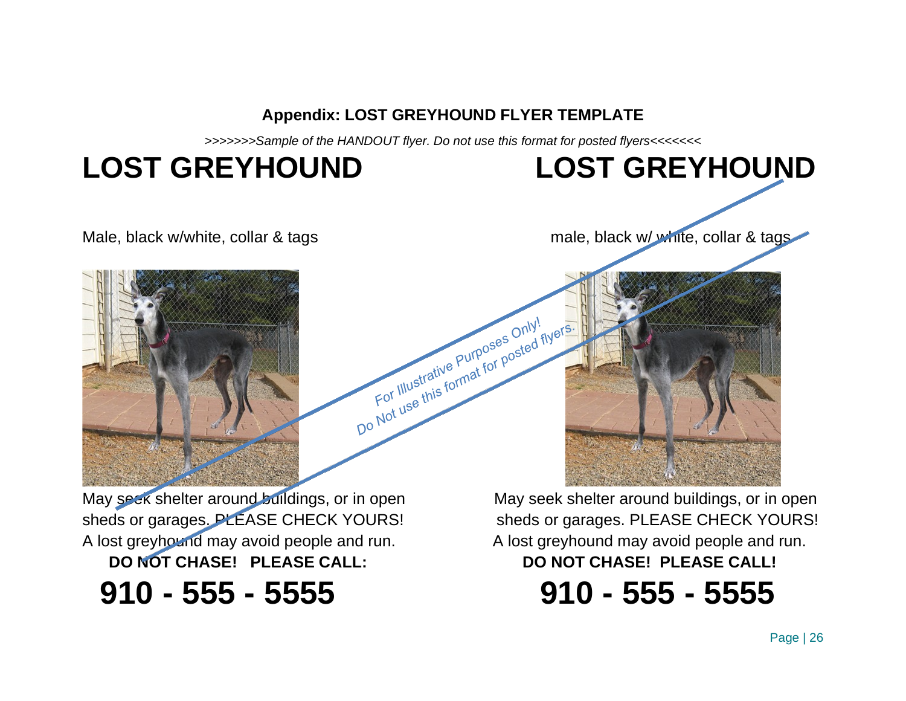**Appendix: LOST GREYHOUND FLYER TEMPLATE**

*>>>>>>>Sample of the HANDOUT flyer. Do not use this format for posted flyers<<<<<<<*

# LOST GREYHOUND

Male, black w/white, collar & tags

May seek shelter around buildings, or in open sheds or garages. PLEASE CHECK YOURS!
A lost greyhound may avoid people and run.

**DO NOT CHASE! PLEASE CALL:**

# 910 - 555 - 5555

*For Illustrative Purposes Only!*
*Do Not use this format for posted flyers.*

# LOST GREYHOUND

male, black w/ white, collar & tags

May seek shelter around buildings, or in open sheds or garages. PLEASE CHECK YOURS!
A lost greyhound may avoid people and run.

**DO NOT CHASE! PLEASE CALL!**

# 910 - 555 - 5555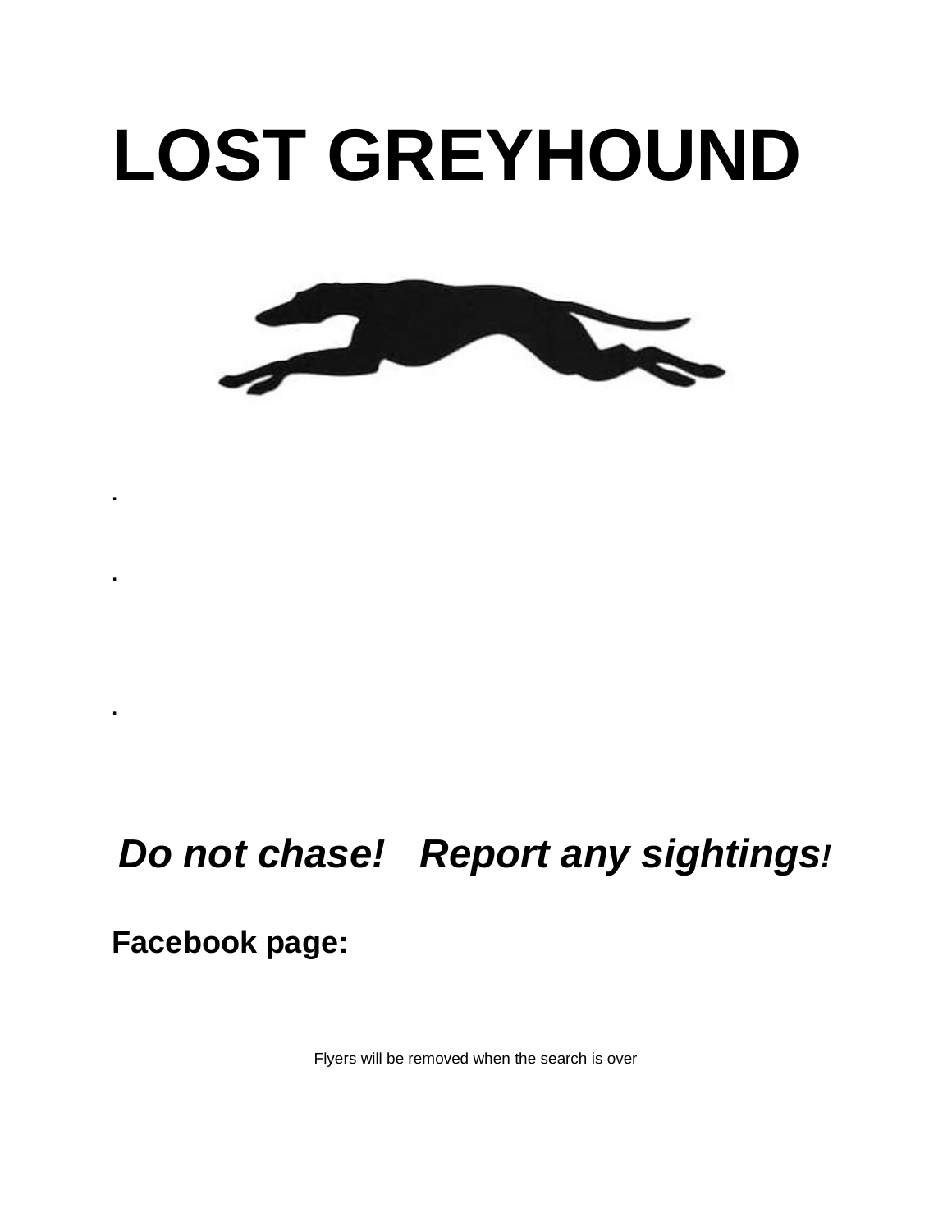# LOST GREYHOUND

.

.

.

***Do not chase!   Report any sightings!***

**Facebook page:**

Flyers will be removed when the search is over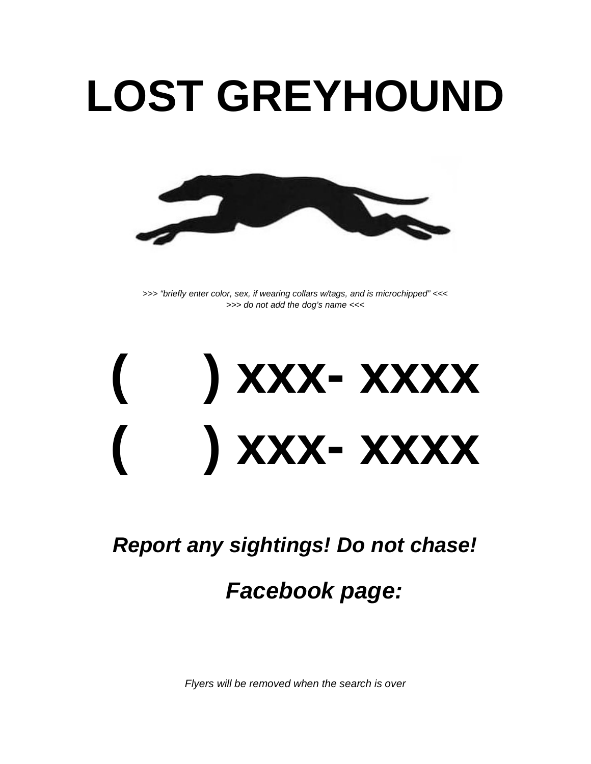# LOST GREYHOUND

*>>> "briefly enter color, sex, if wearing collars w/tags, and is microchipped" <<<*
*>>> do not add the dog's name <<<*

# (     ) XXX- XXXX

# (     ) XXX- XXXX

***Report any sightings! Do not chase!***

***Facebook page:***

*Flyers will be removed when the search is over*